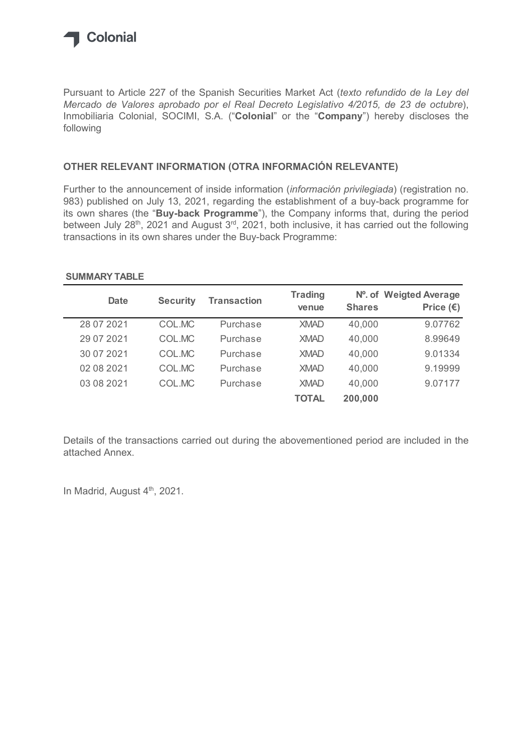Colonial

Pursuant to Article 227 of the Spanish Securities Market Act (*texto refundido de la Ley del Mercado de Valores aprobado por el Real Decreto Legislativo 4/2015, de 23 de octubre*), Inmobiliaria Colonial, SOCIMI, S.A. ("**Colonial**" or the "**Company**") hereby discloses the following

## OTHER RELEVANT INFORMATION (OTRA INFORMACIÓN RELEVANTE)

Further to the announcement of inside information (*información privilegiada*) (registration no. 983) published on July 13, 2021, regarding the establishment of a buy-back programme for its own shares (the "**Buy-back Programme**"), the Company informs that, during the period between July 28th, 2021 and August 3rd, 2021, both inclusive, it has carried out the following transactions in its own shares under the Buy-back Programme:

**SUMMARY TABLE**

| Date | Security | Transaction | Trading venue | Nº. of Shares | Weigted Average Price (€) |
|---|---|---|---|---|---|
| 28 07 2021 | COL.MC | Purchase | XMAD | 40,000 | 9.07762 |
| 29 07 2021 | COL.MC | Purchase | XMAD | 40,000 | 8.99649 |
| 30 07 2021 | COL.MC | Purchase | XMAD | 40,000 | 9.01334 |
| 02 08 2021 | COL.MC | Purchase | XMAD | 40,000 | 9.19999 |
| 03 08 2021 | COL.MC | Purchase | XMAD | 40,000 | 9.07177 |
| | | | **TOTAL** | **200,000** | |

Details of the transactions carried out during the abovementioned period are included in the attached Annex.

In Madrid, August 4th, 2021.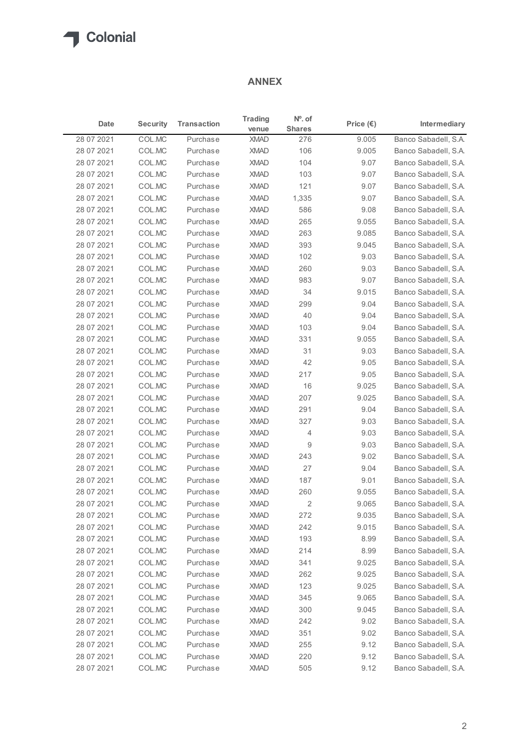## ANNEX

| Date | Security | Transaction | Trading venue | Nº. of Shares | Price (€) | Intermediary |
|---|---|---|---|---|---|---|
| 28 07 2021 | COL.MC | Purchase | XMAD | 276 | 9.005 | Banco Sabadell, S.A. |
| 28 07 2021 | COL.MC | Purchase | XMAD | 106 | 9.005 | Banco Sabadell, S.A. |
| 28 07 2021 | COL.MC | Purchase | XMAD | 104 | 9.07 | Banco Sabadell, S.A. |
| 28 07 2021 | COL.MC | Purchase | XMAD | 103 | 9.07 | Banco Sabadell, S.A. |
| 28 07 2021 | COL.MC | Purchase | XMAD | 121 | 9.07 | Banco Sabadell, S.A. |
| 28 07 2021 | COL.MC | Purchase | XMAD | 1,335 | 9.07 | Banco Sabadell, S.A. |
| 28 07 2021 | COL.MC | Purchase | XMAD | 586 | 9.08 | Banco Sabadell, S.A. |
| 28 07 2021 | COL.MC | Purchase | XMAD | 265 | 9.055 | Banco Sabadell, S.A. |
| 28 07 2021 | COL.MC | Purchase | XMAD | 263 | 9.085 | Banco Sabadell, S.A. |
| 28 07 2021 | COL.MC | Purchase | XMAD | 393 | 9.045 | Banco Sabadell, S.A. |
| 28 07 2021 | COL.MC | Purchase | XMAD | 102 | 9.03 | Banco Sabadell, S.A. |
| 28 07 2021 | COL.MC | Purchase | XMAD | 260 | 9.03 | Banco Sabadell, S.A. |
| 28 07 2021 | COL.MC | Purchase | XMAD | 983 | 9.07 | Banco Sabadell, S.A. |
| 28 07 2021 | COL.MC | Purchase | XMAD | 34 | 9.015 | Banco Sabadell, S.A. |
| 28 07 2021 | COL.MC | Purchase | XMAD | 299 | 9.04 | Banco Sabadell, S.A. |
| 28 07 2021 | COL.MC | Purchase | XMAD | 40 | 9.04 | Banco Sabadell, S.A. |
| 28 07 2021 | COL.MC | Purchase | XMAD | 103 | 9.04 | Banco Sabadell, S.A. |
| 28 07 2021 | COL.MC | Purchase | XMAD | 331 | 9.055 | Banco Sabadell, S.A. |
| 28 07 2021 | COL.MC | Purchase | XMAD | 31 | 9.03 | Banco Sabadell, S.A. |
| 28 07 2021 | COL.MC | Purchase | XMAD | 42 | 9.05 | Banco Sabadell, S.A. |
| 28 07 2021 | COL.MC | Purchase | XMAD | 217 | 9.05 | Banco Sabadell, S.A. |
| 28 07 2021 | COL.MC | Purchase | XMAD | 16 | 9.025 | Banco Sabadell, S.A. |
| 28 07 2021 | COL.MC | Purchase | XMAD | 207 | 9.025 | Banco Sabadell, S.A. |
| 28 07 2021 | COL.MC | Purchase | XMAD | 291 | 9.04 | Banco Sabadell, S.A. |
| 28 07 2021 | COL.MC | Purchase | XMAD | 327 | 9.03 | Banco Sabadell, S.A. |
| 28 07 2021 | COL.MC | Purchase | XMAD | 4 | 9.03 | Banco Sabadell, S.A. |
| 28 07 2021 | COL.MC | Purchase | XMAD | 9 | 9.03 | Banco Sabadell, S.A. |
| 28 07 2021 | COL.MC | Purchase | XMAD | 243 | 9.02 | Banco Sabadell, S.A. |
| 28 07 2021 | COL.MC | Purchase | XMAD | 27 | 9.04 | Banco Sabadell, S.A. |
| 28 07 2021 | COL.MC | Purchase | XMAD | 187 | 9.01 | Banco Sabadell, S.A. |
| 28 07 2021 | COL.MC | Purchase | XMAD | 260 | 9.055 | Banco Sabadell, S.A. |
| 28 07 2021 | COL.MC | Purchase | XMAD | 2 | 9.065 | Banco Sabadell, S.A. |
| 28 07 2021 | COL.MC | Purchase | XMAD | 272 | 9.035 | Banco Sabadell, S.A. |
| 28 07 2021 | COL.MC | Purchase | XMAD | 242 | 9.015 | Banco Sabadell, S.A. |
| 28 07 2021 | COL.MC | Purchase | XMAD | 193 | 8.99 | Banco Sabadell, S.A. |
| 28 07 2021 | COL.MC | Purchase | XMAD | 214 | 8.99 | Banco Sabadell, S.A. |
| 28 07 2021 | COL.MC | Purchase | XMAD | 341 | 9.025 | Banco Sabadell, S.A. |
| 28 07 2021 | COL.MC | Purchase | XMAD | 262 | 9.025 | Banco Sabadell, S.A. |
| 28 07 2021 | COL.MC | Purchase | XMAD | 123 | 9.025 | Banco Sabadell, S.A. |
| 28 07 2021 | COL.MC | Purchase | XMAD | 345 | 9.065 | Banco Sabadell, S.A. |
| 28 07 2021 | COL.MC | Purchase | XMAD | 300 | 9.045 | Banco Sabadell, S.A. |
| 28 07 2021 | COL.MC | Purchase | XMAD | 242 | 9.02 | Banco Sabadell, S.A. |
| 28 07 2021 | COL.MC | Purchase | XMAD | 351 | 9.02 | Banco Sabadell, S.A. |
| 28 07 2021 | COL.MC | Purchase | XMAD | 255 | 9.12 | Banco Sabadell, S.A. |
| 28 07 2021 | COL.MC | Purchase | XMAD | 220 | 9.12 | Banco Sabadell, S.A. |
| 28 07 2021 | COL.MC | Purchase | XMAD | 505 | 9.12 | Banco Sabadell, S.A. |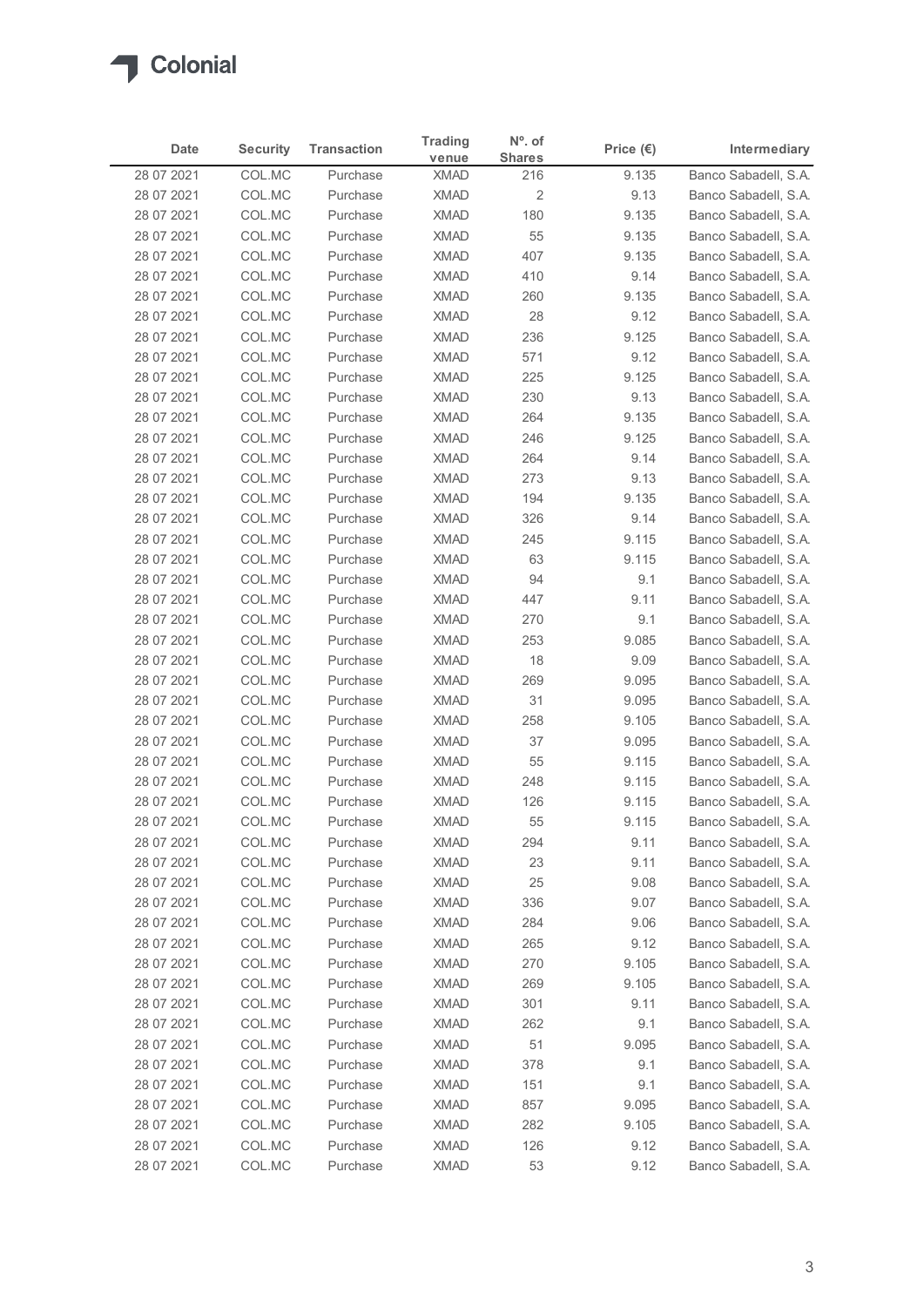| Date | Security | Transaction | Trading venue | Nº. of Shares | Price (€) | Intermediary |
|---|---|---|---|---|---|---|
| 28 07 2021 | COL.MC | Purchase | XMAD | 216 | 9.135 | Banco Sabadell, S.A. |
| 28 07 2021 | COL.MC | Purchase | XMAD | 2 | 9.13 | Banco Sabadell, S.A. |
| 28 07 2021 | COL.MC | Purchase | XMAD | 180 | 9.135 | Banco Sabadell, S.A. |
| 28 07 2021 | COL.MC | Purchase | XMAD | 55 | 9.135 | Banco Sabadell, S.A. |
| 28 07 2021 | COL.MC | Purchase | XMAD | 407 | 9.135 | Banco Sabadell, S.A. |
| 28 07 2021 | COL.MC | Purchase | XMAD | 410 | 9.14 | Banco Sabadell, S.A. |
| 28 07 2021 | COL.MC | Purchase | XMAD | 260 | 9.135 | Banco Sabadell, S.A. |
| 28 07 2021 | COL.MC | Purchase | XMAD | 28 | 9.12 | Banco Sabadell, S.A. |
| 28 07 2021 | COL.MC | Purchase | XMAD | 236 | 9.125 | Banco Sabadell, S.A. |
| 28 07 2021 | COL.MC | Purchase | XMAD | 571 | 9.12 | Banco Sabadell, S.A. |
| 28 07 2021 | COL.MC | Purchase | XMAD | 225 | 9.125 | Banco Sabadell, S.A. |
| 28 07 2021 | COL.MC | Purchase | XMAD | 230 | 9.13 | Banco Sabadell, S.A. |
| 28 07 2021 | COL.MC | Purchase | XMAD | 264 | 9.135 | Banco Sabadell, S.A. |
| 28 07 2021 | COL.MC | Purchase | XMAD | 246 | 9.125 | Banco Sabadell, S.A. |
| 28 07 2021 | COL.MC | Purchase | XMAD | 264 | 9.14 | Banco Sabadell, S.A. |
| 28 07 2021 | COL.MC | Purchase | XMAD | 273 | 9.13 | Banco Sabadell, S.A. |
| 28 07 2021 | COL.MC | Purchase | XMAD | 194 | 9.135 | Banco Sabadell, S.A. |
| 28 07 2021 | COL.MC | Purchase | XMAD | 326 | 9.14 | Banco Sabadell, S.A. |
| 28 07 2021 | COL.MC | Purchase | XMAD | 245 | 9.115 | Banco Sabadell, S.A. |
| 28 07 2021 | COL.MC | Purchase | XMAD | 63 | 9.115 | Banco Sabadell, S.A. |
| 28 07 2021 | COL.MC | Purchase | XMAD | 94 | 9.1 | Banco Sabadell, S.A. |
| 28 07 2021 | COL.MC | Purchase | XMAD | 447 | 9.11 | Banco Sabadell, S.A. |
| 28 07 2021 | COL.MC | Purchase | XMAD | 270 | 9.1 | Banco Sabadell, S.A. |
| 28 07 2021 | COL.MC | Purchase | XMAD | 253 | 9.085 | Banco Sabadell, S.A. |
| 28 07 2021 | COL.MC | Purchase | XMAD | 18 | 9.09 | Banco Sabadell, S.A. |
| 28 07 2021 | COL.MC | Purchase | XMAD | 269 | 9.095 | Banco Sabadell, S.A. |
| 28 07 2021 | COL.MC | Purchase | XMAD | 31 | 9.095 | Banco Sabadell, S.A. |
| 28 07 2021 | COL.MC | Purchase | XMAD | 258 | 9.105 | Banco Sabadell, S.A. |
| 28 07 2021 | COL.MC | Purchase | XMAD | 37 | 9.095 | Banco Sabadell, S.A. |
| 28 07 2021 | COL.MC | Purchase | XMAD | 55 | 9.115 | Banco Sabadell, S.A. |
| 28 07 2021 | COL.MC | Purchase | XMAD | 248 | 9.115 | Banco Sabadell, S.A. |
| 28 07 2021 | COL.MC | Purchase | XMAD | 126 | 9.115 | Banco Sabadell, S.A. |
| 28 07 2021 | COL.MC | Purchase | XMAD | 55 | 9.115 | Banco Sabadell, S.A. |
| 28 07 2021 | COL.MC | Purchase | XMAD | 294 | 9.11 | Banco Sabadell, S.A. |
| 28 07 2021 | COL.MC | Purchase | XMAD | 23 | 9.11 | Banco Sabadell, S.A. |
| 28 07 2021 | COL.MC | Purchase | XMAD | 25 | 9.08 | Banco Sabadell, S.A. |
| 28 07 2021 | COL.MC | Purchase | XMAD | 336 | 9.07 | Banco Sabadell, S.A. |
| 28 07 2021 | COL.MC | Purchase | XMAD | 284 | 9.06 | Banco Sabadell, S.A. |
| 28 07 2021 | COL.MC | Purchase | XMAD | 265 | 9.12 | Banco Sabadell, S.A. |
| 28 07 2021 | COL.MC | Purchase | XMAD | 270 | 9.105 | Banco Sabadell, S.A. |
| 28 07 2021 | COL.MC | Purchase | XMAD | 269 | 9.105 | Banco Sabadell, S.A. |
| 28 07 2021 | COL.MC | Purchase | XMAD | 301 | 9.11 | Banco Sabadell, S.A. |
| 28 07 2021 | COL.MC | Purchase | XMAD | 262 | 9.1 | Banco Sabadell, S.A. |
| 28 07 2021 | COL.MC | Purchase | XMAD | 51 | 9.095 | Banco Sabadell, S.A. |
| 28 07 2021 | COL.MC | Purchase | XMAD | 378 | 9.1 | Banco Sabadell, S.A. |
| 28 07 2021 | COL.MC | Purchase | XMAD | 151 | 9.1 | Banco Sabadell, S.A. |
| 28 07 2021 | COL.MC | Purchase | XMAD | 857 | 9.095 | Banco Sabadell, S.A. |
| 28 07 2021 | COL.MC | Purchase | XMAD | 282 | 9.105 | Banco Sabadell, S.A. |
| 28 07 2021 | COL.MC | Purchase | XMAD | 126 | 9.12 | Banco Sabadell, S.A. |
| 28 07 2021 | COL.MC | Purchase | XMAD | 53 | 9.12 | Banco Sabadell, S.A. |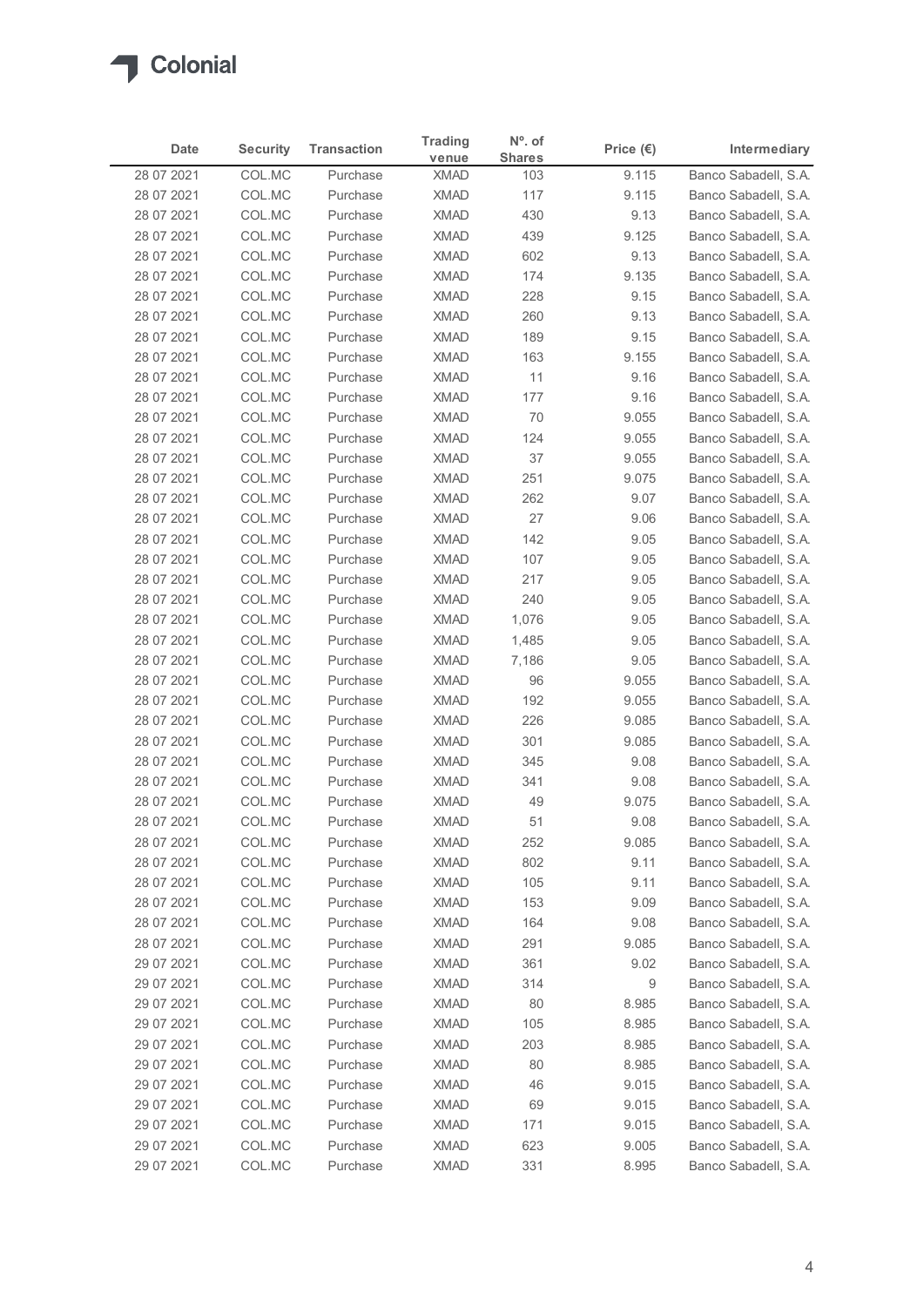| Date | Security | Transaction | Trading venue | Nº. of Shares | Price (€) | Intermediary |
|---|---|---|---|---|---|---|
| 28 07 2021 | COL.MC | Purchase | XMAD | 103 | 9.115 | Banco Sabadell, S.A. |
| 28 07 2021 | COL.MC | Purchase | XMAD | 117 | 9.115 | Banco Sabadell, S.A. |
| 28 07 2021 | COL.MC | Purchase | XMAD | 430 | 9.13 | Banco Sabadell, S.A. |
| 28 07 2021 | COL.MC | Purchase | XMAD | 439 | 9.125 | Banco Sabadell, S.A. |
| 28 07 2021 | COL.MC | Purchase | XMAD | 602 | 9.13 | Banco Sabadell, S.A. |
| 28 07 2021 | COL.MC | Purchase | XMAD | 174 | 9.135 | Banco Sabadell, S.A. |
| 28 07 2021 | COL.MC | Purchase | XMAD | 228 | 9.15 | Banco Sabadell, S.A. |
| 28 07 2021 | COL.MC | Purchase | XMAD | 260 | 9.13 | Banco Sabadell, S.A. |
| 28 07 2021 | COL.MC | Purchase | XMAD | 189 | 9.15 | Banco Sabadell, S.A. |
| 28 07 2021 | COL.MC | Purchase | XMAD | 163 | 9.155 | Banco Sabadell, S.A. |
| 28 07 2021 | COL.MC | Purchase | XMAD | 11 | 9.16 | Banco Sabadell, S.A. |
| 28 07 2021 | COL.MC | Purchase | XMAD | 177 | 9.16 | Banco Sabadell, S.A. |
| 28 07 2021 | COL.MC | Purchase | XMAD | 70 | 9.055 | Banco Sabadell, S.A. |
| 28 07 2021 | COL.MC | Purchase | XMAD | 124 | 9.055 | Banco Sabadell, S.A. |
| 28 07 2021 | COL.MC | Purchase | XMAD | 37 | 9.055 | Banco Sabadell, S.A. |
| 28 07 2021 | COL.MC | Purchase | XMAD | 251 | 9.075 | Banco Sabadell, S.A. |
| 28 07 2021 | COL.MC | Purchase | XMAD | 262 | 9.07 | Banco Sabadell, S.A. |
| 28 07 2021 | COL.MC | Purchase | XMAD | 27 | 9.06 | Banco Sabadell, S.A. |
| 28 07 2021 | COL.MC | Purchase | XMAD | 142 | 9.05 | Banco Sabadell, S.A. |
| 28 07 2021 | COL.MC | Purchase | XMAD | 107 | 9.05 | Banco Sabadell, S.A. |
| 28 07 2021 | COL.MC | Purchase | XMAD | 217 | 9.05 | Banco Sabadell, S.A. |
| 28 07 2021 | COL.MC | Purchase | XMAD | 240 | 9.05 | Banco Sabadell, S.A. |
| 28 07 2021 | COL.MC | Purchase | XMAD | 1,076 | 9.05 | Banco Sabadell, S.A. |
| 28 07 2021 | COL.MC | Purchase | XMAD | 1,485 | 9.05 | Banco Sabadell, S.A. |
| 28 07 2021 | COL.MC | Purchase | XMAD | 7,186 | 9.05 | Banco Sabadell, S.A. |
| 28 07 2021 | COL.MC | Purchase | XMAD | 96 | 9.055 | Banco Sabadell, S.A. |
| 28 07 2021 | COL.MC | Purchase | XMAD | 192 | 9.055 | Banco Sabadell, S.A. |
| 28 07 2021 | COL.MC | Purchase | XMAD | 226 | 9.085 | Banco Sabadell, S.A. |
| 28 07 2021 | COL.MC | Purchase | XMAD | 301 | 9.085 | Banco Sabadell, S.A. |
| 28 07 2021 | COL.MC | Purchase | XMAD | 345 | 9.08 | Banco Sabadell, S.A. |
| 28 07 2021 | COL.MC | Purchase | XMAD | 341 | 9.08 | Banco Sabadell, S.A. |
| 28 07 2021 | COL.MC | Purchase | XMAD | 49 | 9.075 | Banco Sabadell, S.A. |
| 28 07 2021 | COL.MC | Purchase | XMAD | 51 | 9.08 | Banco Sabadell, S.A. |
| 28 07 2021 | COL.MC | Purchase | XMAD | 252 | 9.085 | Banco Sabadell, S.A. |
| 28 07 2021 | COL.MC | Purchase | XMAD | 802 | 9.11 | Banco Sabadell, S.A. |
| 28 07 2021 | COL.MC | Purchase | XMAD | 105 | 9.11 | Banco Sabadell, S.A. |
| 28 07 2021 | COL.MC | Purchase | XMAD | 153 | 9.09 | Banco Sabadell, S.A. |
| 28 07 2021 | COL.MC | Purchase | XMAD | 164 | 9.08 | Banco Sabadell, S.A. |
| 28 07 2021 | COL.MC | Purchase | XMAD | 291 | 9.085 | Banco Sabadell, S.A. |
| 29 07 2021 | COL.MC | Purchase | XMAD | 361 | 9.02 | Banco Sabadell, S.A. |
| 29 07 2021 | COL.MC | Purchase | XMAD | 314 | 9 | Banco Sabadell, S.A. |
| 29 07 2021 | COL.MC | Purchase | XMAD | 80 | 8.985 | Banco Sabadell, S.A. |
| 29 07 2021 | COL.MC | Purchase | XMAD | 105 | 8.985 | Banco Sabadell, S.A. |
| 29 07 2021 | COL.MC | Purchase | XMAD | 203 | 8.985 | Banco Sabadell, S.A. |
| 29 07 2021 | COL.MC | Purchase | XMAD | 80 | 8.985 | Banco Sabadell, S.A. |
| 29 07 2021 | COL.MC | Purchase | XMAD | 46 | 9.015 | Banco Sabadell, S.A. |
| 29 07 2021 | COL.MC | Purchase | XMAD | 69 | 9.015 | Banco Sabadell, S.A. |
| 29 07 2021 | COL.MC | Purchase | XMAD | 171 | 9.015 | Banco Sabadell, S.A. |
| 29 07 2021 | COL.MC | Purchase | XMAD | 623 | 9.005 | Banco Sabadell, S.A. |
| 29 07 2021 | COL.MC | Purchase | XMAD | 331 | 8.995 | Banco Sabadell, S.A. |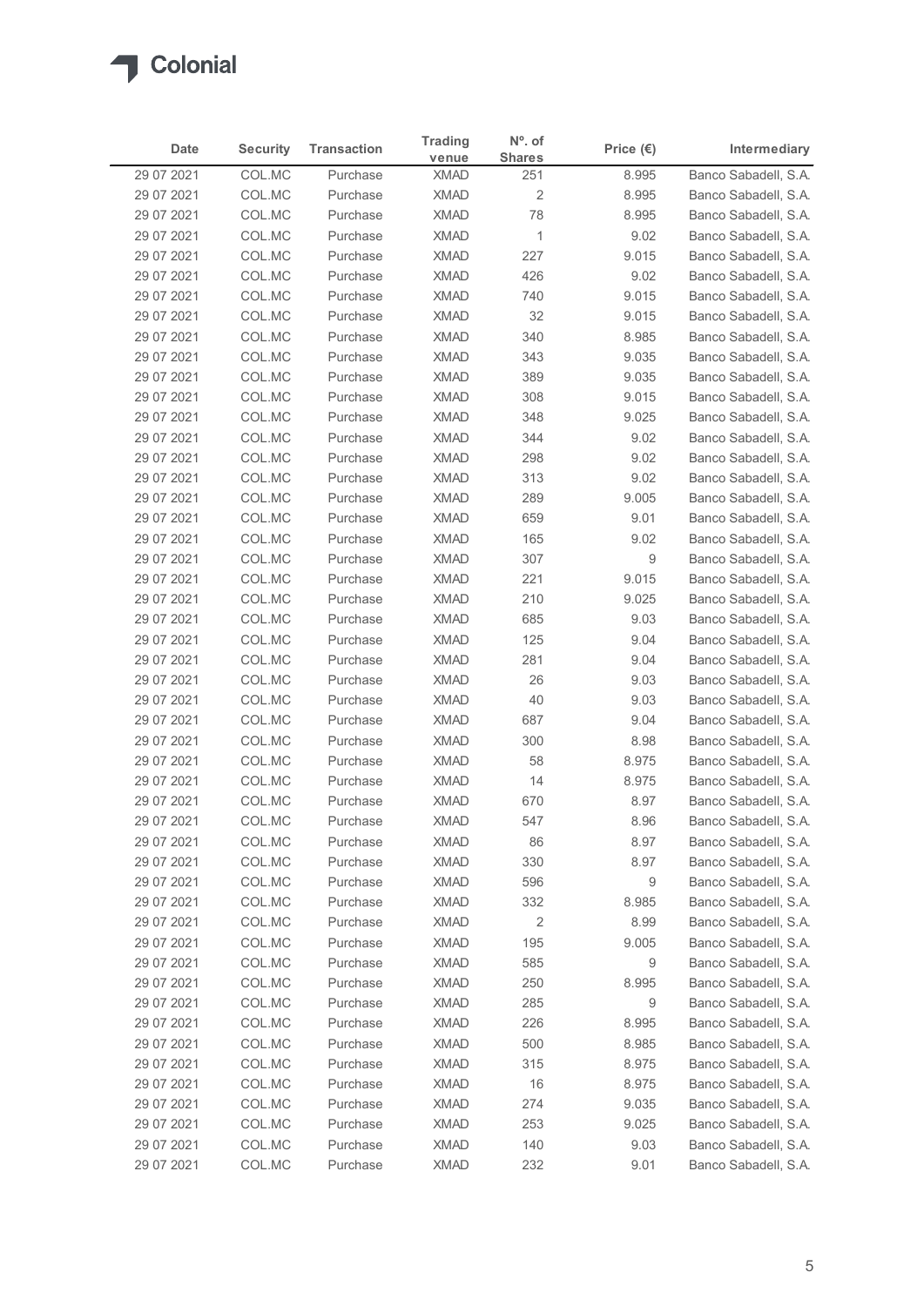| Date | Security | Transaction | Trading venue | Nº. of Shares | Price (€) | Intermediary |
|---|---|---|---|---|---|---|
| 29 07 2021 | COL.MC | Purchase | XMAD | 251 | 8.995 | Banco Sabadell, S.A. |
| 29 07 2021 | COL.MC | Purchase | XMAD | 2 | 8.995 | Banco Sabadell, S.A. |
| 29 07 2021 | COL.MC | Purchase | XMAD | 78 | 8.995 | Banco Sabadell, S.A. |
| 29 07 2021 | COL.MC | Purchase | XMAD | 1 | 9.02 | Banco Sabadell, S.A. |
| 29 07 2021 | COL.MC | Purchase | XMAD | 227 | 9.015 | Banco Sabadell, S.A. |
| 29 07 2021 | COL.MC | Purchase | XMAD | 426 | 9.02 | Banco Sabadell, S.A. |
| 29 07 2021 | COL.MC | Purchase | XMAD | 740 | 9.015 | Banco Sabadell, S.A. |
| 29 07 2021 | COL.MC | Purchase | XMAD | 32 | 9.015 | Banco Sabadell, S.A. |
| 29 07 2021 | COL.MC | Purchase | XMAD | 340 | 8.985 | Banco Sabadell, S.A. |
| 29 07 2021 | COL.MC | Purchase | XMAD | 343 | 9.035 | Banco Sabadell, S.A. |
| 29 07 2021 | COL.MC | Purchase | XMAD | 389 | 9.035 | Banco Sabadell, S.A. |
| 29 07 2021 | COL.MC | Purchase | XMAD | 308 | 9.015 | Banco Sabadell, S.A. |
| 29 07 2021 | COL.MC | Purchase | XMAD | 348 | 9.025 | Banco Sabadell, S.A. |
| 29 07 2021 | COL.MC | Purchase | XMAD | 344 | 9.02 | Banco Sabadell, S.A. |
| 29 07 2021 | COL.MC | Purchase | XMAD | 298 | 9.02 | Banco Sabadell, S.A. |
| 29 07 2021 | COL.MC | Purchase | XMAD | 313 | 9.02 | Banco Sabadell, S.A. |
| 29 07 2021 | COL.MC | Purchase | XMAD | 289 | 9.005 | Banco Sabadell, S.A. |
| 29 07 2021 | COL.MC | Purchase | XMAD | 659 | 9.01 | Banco Sabadell, S.A. |
| 29 07 2021 | COL.MC | Purchase | XMAD | 165 | 9.02 | Banco Sabadell, S.A. |
| 29 07 2021 | COL.MC | Purchase | XMAD | 307 | 9 | Banco Sabadell, S.A. |
| 29 07 2021 | COL.MC | Purchase | XMAD | 221 | 9.015 | Banco Sabadell, S.A. |
| 29 07 2021 | COL.MC | Purchase | XMAD | 210 | 9.025 | Banco Sabadell, S.A. |
| 29 07 2021 | COL.MC | Purchase | XMAD | 685 | 9.03 | Banco Sabadell, S.A. |
| 29 07 2021 | COL.MC | Purchase | XMAD | 125 | 9.04 | Banco Sabadell, S.A. |
| 29 07 2021 | COL.MC | Purchase | XMAD | 281 | 9.04 | Banco Sabadell, S.A. |
| 29 07 2021 | COL.MC | Purchase | XMAD | 26 | 9.03 | Banco Sabadell, S.A. |
| 29 07 2021 | COL.MC | Purchase | XMAD | 40 | 9.03 | Banco Sabadell, S.A. |
| 29 07 2021 | COL.MC | Purchase | XMAD | 687 | 9.04 | Banco Sabadell, S.A. |
| 29 07 2021 | COL.MC | Purchase | XMAD | 300 | 8.98 | Banco Sabadell, S.A. |
| 29 07 2021 | COL.MC | Purchase | XMAD | 58 | 8.975 | Banco Sabadell, S.A. |
| 29 07 2021 | COL.MC | Purchase | XMAD | 14 | 8.975 | Banco Sabadell, S.A. |
| 29 07 2021 | COL.MC | Purchase | XMAD | 670 | 8.97 | Banco Sabadell, S.A. |
| 29 07 2021 | COL.MC | Purchase | XMAD | 547 | 8.96 | Banco Sabadell, S.A. |
| 29 07 2021 | COL.MC | Purchase | XMAD | 86 | 8.97 | Banco Sabadell, S.A. |
| 29 07 2021 | COL.MC | Purchase | XMAD | 330 | 8.97 | Banco Sabadell, S.A. |
| 29 07 2021 | COL.MC | Purchase | XMAD | 596 | 9 | Banco Sabadell, S.A. |
| 29 07 2021 | COL.MC | Purchase | XMAD | 332 | 8.985 | Banco Sabadell, S.A. |
| 29 07 2021 | COL.MC | Purchase | XMAD | 2 | 8.99 | Banco Sabadell, S.A. |
| 29 07 2021 | COL.MC | Purchase | XMAD | 195 | 9.005 | Banco Sabadell, S.A. |
| 29 07 2021 | COL.MC | Purchase | XMAD | 585 | 9 | Banco Sabadell, S.A. |
| 29 07 2021 | COL.MC | Purchase | XMAD | 250 | 8.995 | Banco Sabadell, S.A. |
| 29 07 2021 | COL.MC | Purchase | XMAD | 285 | 9 | Banco Sabadell, S.A. |
| 29 07 2021 | COL.MC | Purchase | XMAD | 226 | 8.995 | Banco Sabadell, S.A. |
| 29 07 2021 | COL.MC | Purchase | XMAD | 500 | 8.985 | Banco Sabadell, S.A. |
| 29 07 2021 | COL.MC | Purchase | XMAD | 315 | 8.975 | Banco Sabadell, S.A. |
| 29 07 2021 | COL.MC | Purchase | XMAD | 16 | 8.975 | Banco Sabadell, S.A. |
| 29 07 2021 | COL.MC | Purchase | XMAD | 274 | 9.035 | Banco Sabadell, S.A. |
| 29 07 2021 | COL.MC | Purchase | XMAD | 253 | 9.025 | Banco Sabadell, S.A. |
| 29 07 2021 | COL.MC | Purchase | XMAD | 140 | 9.03 | Banco Sabadell, S.A. |
| 29 07 2021 | COL.MC | Purchase | XMAD | 232 | 9.01 | Banco Sabadell, S.A. |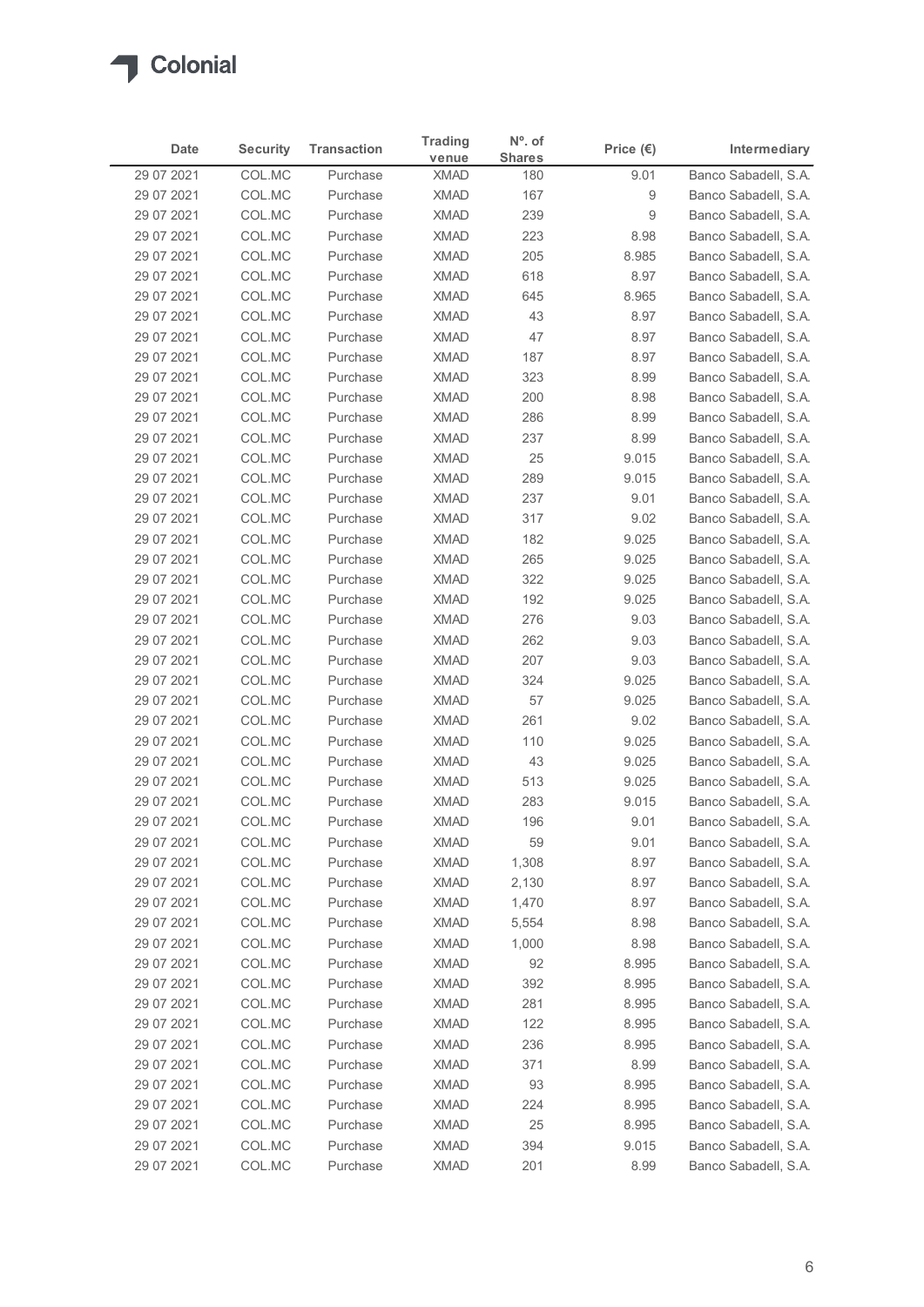# Colonial

| Date | Security | Transaction | Trading venue | Nº. of Shares | Price (€) | Intermediary |
|---|---|---|---|---|---|---|
| 29 07 2021 | COL.MC | Purchase | XMAD | 180 | 9.01 | Banco Sabadell, S.A. |
| 29 07 2021 | COL.MC | Purchase | XMAD | 167 | 9 | Banco Sabadell, S.A. |
| 29 07 2021 | COL.MC | Purchase | XMAD | 239 | 9 | Banco Sabadell, S.A. |
| 29 07 2021 | COL.MC | Purchase | XMAD | 223 | 8.98 | Banco Sabadell, S.A. |
| 29 07 2021 | COL.MC | Purchase | XMAD | 205 | 8.985 | Banco Sabadell, S.A. |
| 29 07 2021 | COL.MC | Purchase | XMAD | 618 | 8.97 | Banco Sabadell, S.A. |
| 29 07 2021 | COL.MC | Purchase | XMAD | 645 | 8.965 | Banco Sabadell, S.A. |
| 29 07 2021 | COL.MC | Purchase | XMAD | 43 | 8.97 | Banco Sabadell, S.A. |
| 29 07 2021 | COL.MC | Purchase | XMAD | 47 | 8.97 | Banco Sabadell, S.A. |
| 29 07 2021 | COL.MC | Purchase | XMAD | 187 | 8.97 | Banco Sabadell, S.A. |
| 29 07 2021 | COL.MC | Purchase | XMAD | 323 | 8.99 | Banco Sabadell, S.A. |
| 29 07 2021 | COL.MC | Purchase | XMAD | 200 | 8.98 | Banco Sabadell, S.A. |
| 29 07 2021 | COL.MC | Purchase | XMAD | 286 | 8.99 | Banco Sabadell, S.A. |
| 29 07 2021 | COL.MC | Purchase | XMAD | 237 | 8.99 | Banco Sabadell, S.A. |
| 29 07 2021 | COL.MC | Purchase | XMAD | 25 | 9.015 | Banco Sabadell, S.A. |
| 29 07 2021 | COL.MC | Purchase | XMAD | 289 | 9.015 | Banco Sabadell, S.A. |
| 29 07 2021 | COL.MC | Purchase | XMAD | 237 | 9.01 | Banco Sabadell, S.A. |
| 29 07 2021 | COL.MC | Purchase | XMAD | 317 | 9.02 | Banco Sabadell, S.A. |
| 29 07 2021 | COL.MC | Purchase | XMAD | 182 | 9.025 | Banco Sabadell, S.A. |
| 29 07 2021 | COL.MC | Purchase | XMAD | 265 | 9.025 | Banco Sabadell, S.A. |
| 29 07 2021 | COL.MC | Purchase | XMAD | 322 | 9.025 | Banco Sabadell, S.A. |
| 29 07 2021 | COL.MC | Purchase | XMAD | 192 | 9.025 | Banco Sabadell, S.A. |
| 29 07 2021 | COL.MC | Purchase | XMAD | 276 | 9.03 | Banco Sabadell, S.A. |
| 29 07 2021 | COL.MC | Purchase | XMAD | 262 | 9.03 | Banco Sabadell, S.A. |
| 29 07 2021 | COL.MC | Purchase | XMAD | 207 | 9.03 | Banco Sabadell, S.A. |
| 29 07 2021 | COL.MC | Purchase | XMAD | 324 | 9.025 | Banco Sabadell, S.A. |
| 29 07 2021 | COL.MC | Purchase | XMAD | 57 | 9.025 | Banco Sabadell, S.A. |
| 29 07 2021 | COL.MC | Purchase | XMAD | 261 | 9.02 | Banco Sabadell, S.A. |
| 29 07 2021 | COL.MC | Purchase | XMAD | 110 | 9.025 | Banco Sabadell, S.A. |
| 29 07 2021 | COL.MC | Purchase | XMAD | 43 | 9.025 | Banco Sabadell, S.A. |
| 29 07 2021 | COL.MC | Purchase | XMAD | 513 | 9.025 | Banco Sabadell, S.A. |
| 29 07 2021 | COL.MC | Purchase | XMAD | 283 | 9.015 | Banco Sabadell, S.A. |
| 29 07 2021 | COL.MC | Purchase | XMAD | 196 | 9.01 | Banco Sabadell, S.A. |
| 29 07 2021 | COL.MC | Purchase | XMAD | 59 | 9.01 | Banco Sabadell, S.A. |
| 29 07 2021 | COL.MC | Purchase | XMAD | 1,308 | 8.97 | Banco Sabadell, S.A. |
| 29 07 2021 | COL.MC | Purchase | XMAD | 2,130 | 8.97 | Banco Sabadell, S.A. |
| 29 07 2021 | COL.MC | Purchase | XMAD | 1,470 | 8.97 | Banco Sabadell, S.A. |
| 29 07 2021 | COL.MC | Purchase | XMAD | 5,554 | 8.98 | Banco Sabadell, S.A. |
| 29 07 2021 | COL.MC | Purchase | XMAD | 1,000 | 8.98 | Banco Sabadell, S.A. |
| 29 07 2021 | COL.MC | Purchase | XMAD | 92 | 8.995 | Banco Sabadell, S.A. |
| 29 07 2021 | COL.MC | Purchase | XMAD | 392 | 8.995 | Banco Sabadell, S.A. |
| 29 07 2021 | COL.MC | Purchase | XMAD | 281 | 8.995 | Banco Sabadell, S.A. |
| 29 07 2021 | COL.MC | Purchase | XMAD | 122 | 8.995 | Banco Sabadell, S.A. |
| 29 07 2021 | COL.MC | Purchase | XMAD | 236 | 8.995 | Banco Sabadell, S.A. |
| 29 07 2021 | COL.MC | Purchase | XMAD | 371 | 8.99 | Banco Sabadell, S.A. |
| 29 07 2021 | COL.MC | Purchase | XMAD | 93 | 8.995 | Banco Sabadell, S.A. |
| 29 07 2021 | COL.MC | Purchase | XMAD | 224 | 8.995 | Banco Sabadell, S.A. |
| 29 07 2021 | COL.MC | Purchase | XMAD | 25 | 8.995 | Banco Sabadell, S.A. |
| 29 07 2021 | COL.MC | Purchase | XMAD | 394 | 9.015 | Banco Sabadell, S.A. |
| 29 07 2021 | COL.MC | Purchase | XMAD | 201 | 8.99 | Banco Sabadell, S.A. |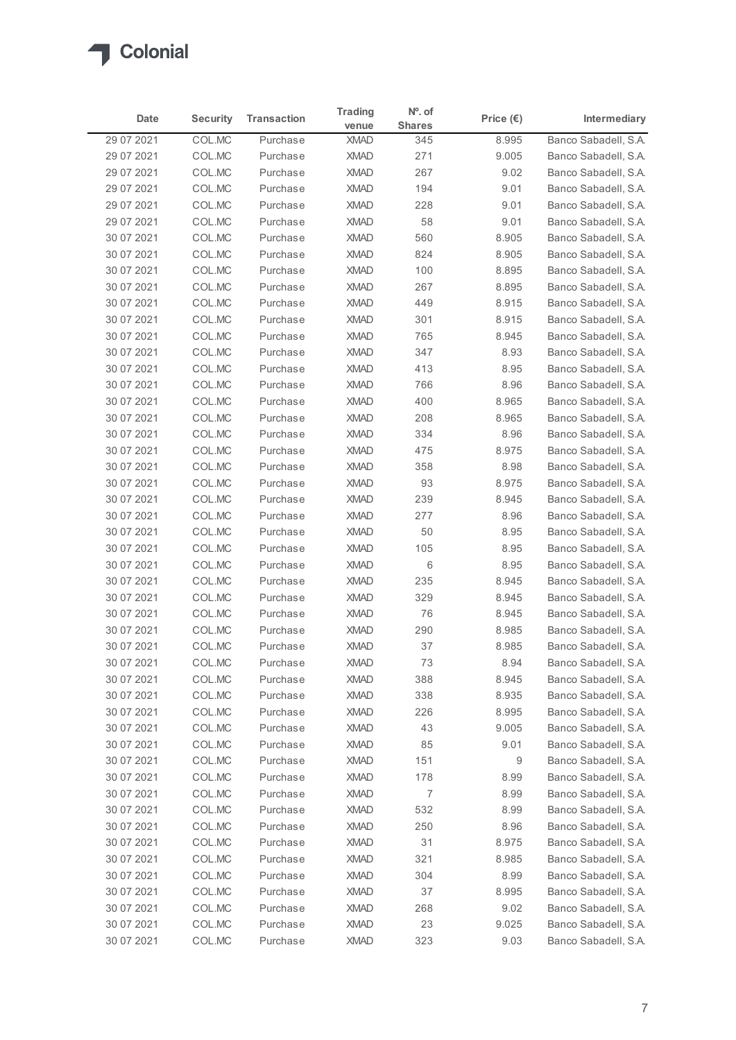| Date | Security | Transaction | Trading venue | Nº. of Shares | Price (€) | Intermediary |
|---|---|---|---|---|---|---|
| 29 07 2021 | COL.MC | Purchase | XMAD | 345 | 8.995 | Banco Sabadell, S.A. |
| 29 07 2021 | COL.MC | Purchase | XMAD | 271 | 9.005 | Banco Sabadell, S.A. |
| 29 07 2021 | COL.MC | Purchase | XMAD | 267 | 9.02 | Banco Sabadell, S.A. |
| 29 07 2021 | COL.MC | Purchase | XMAD | 194 | 9.01 | Banco Sabadell, S.A. |
| 29 07 2021 | COL.MC | Purchase | XMAD | 228 | 9.01 | Banco Sabadell, S.A. |
| 29 07 2021 | COL.MC | Purchase | XMAD | 58 | 9.01 | Banco Sabadell, S.A. |
| 30 07 2021 | COL.MC | Purchase | XMAD | 560 | 8.905 | Banco Sabadell, S.A. |
| 30 07 2021 | COL.MC | Purchase | XMAD | 824 | 8.905 | Banco Sabadell, S.A. |
| 30 07 2021 | COL.MC | Purchase | XMAD | 100 | 8.895 | Banco Sabadell, S.A. |
| 30 07 2021 | COL.MC | Purchase | XMAD | 267 | 8.895 | Banco Sabadell, S.A. |
| 30 07 2021 | COL.MC | Purchase | XMAD | 449 | 8.915 | Banco Sabadell, S.A. |
| 30 07 2021 | COL.MC | Purchase | XMAD | 301 | 8.915 | Banco Sabadell, S.A. |
| 30 07 2021 | COL.MC | Purchase | XMAD | 765 | 8.945 | Banco Sabadell, S.A. |
| 30 07 2021 | COL.MC | Purchase | XMAD | 347 | 8.93 | Banco Sabadell, S.A. |
| 30 07 2021 | COL.MC | Purchase | XMAD | 413 | 8.95 | Banco Sabadell, S.A. |
| 30 07 2021 | COL.MC | Purchase | XMAD | 766 | 8.96 | Banco Sabadell, S.A. |
| 30 07 2021 | COL.MC | Purchase | XMAD | 400 | 8.965 | Banco Sabadell, S.A. |
| 30 07 2021 | COL.MC | Purchase | XMAD | 208 | 8.965 | Banco Sabadell, S.A. |
| 30 07 2021 | COL.MC | Purchase | XMAD | 334 | 8.96 | Banco Sabadell, S.A. |
| 30 07 2021 | COL.MC | Purchase | XMAD | 475 | 8.975 | Banco Sabadell, S.A. |
| 30 07 2021 | COL.MC | Purchase | XMAD | 358 | 8.98 | Banco Sabadell, S.A. |
| 30 07 2021 | COL.MC | Purchase | XMAD | 93 | 8.975 | Banco Sabadell, S.A. |
| 30 07 2021 | COL.MC | Purchase | XMAD | 239 | 8.945 | Banco Sabadell, S.A. |
| 30 07 2021 | COL.MC | Purchase | XMAD | 277 | 8.96 | Banco Sabadell, S.A. |
| 30 07 2021 | COL.MC | Purchase | XMAD | 50 | 8.95 | Banco Sabadell, S.A. |
| 30 07 2021 | COL.MC | Purchase | XMAD | 105 | 8.95 | Banco Sabadell, S.A. |
| 30 07 2021 | COL.MC | Purchase | XMAD | 6 | 8.95 | Banco Sabadell, S.A. |
| 30 07 2021 | COL.MC | Purchase | XMAD | 235 | 8.945 | Banco Sabadell, S.A. |
| 30 07 2021 | COL.MC | Purchase | XMAD | 329 | 8.945 | Banco Sabadell, S.A. |
| 30 07 2021 | COL.MC | Purchase | XMAD | 76 | 8.945 | Banco Sabadell, S.A. |
| 30 07 2021 | COL.MC | Purchase | XMAD | 290 | 8.985 | Banco Sabadell, S.A. |
| 30 07 2021 | COL.MC | Purchase | XMAD | 37 | 8.985 | Banco Sabadell, S.A. |
| 30 07 2021 | COL.MC | Purchase | XMAD | 73 | 8.94 | Banco Sabadell, S.A. |
| 30 07 2021 | COL.MC | Purchase | XMAD | 388 | 8.945 | Banco Sabadell, S.A. |
| 30 07 2021 | COL.MC | Purchase | XMAD | 338 | 8.935 | Banco Sabadell, S.A. |
| 30 07 2021 | COL.MC | Purchase | XMAD | 226 | 8.995 | Banco Sabadell, S.A. |
| 30 07 2021 | COL.MC | Purchase | XMAD | 43 | 9.005 | Banco Sabadell, S.A. |
| 30 07 2021 | COL.MC | Purchase | XMAD | 85 | 9.01 | Banco Sabadell, S.A. |
| 30 07 2021 | COL.MC | Purchase | XMAD | 151 | 9 | Banco Sabadell, S.A. |
| 30 07 2021 | COL.MC | Purchase | XMAD | 178 | 8.99 | Banco Sabadell, S.A. |
| 30 07 2021 | COL.MC | Purchase | XMAD | 7 | 8.99 | Banco Sabadell, S.A. |
| 30 07 2021 | COL.MC | Purchase | XMAD | 532 | 8.99 | Banco Sabadell, S.A. |
| 30 07 2021 | COL.MC | Purchase | XMAD | 250 | 8.96 | Banco Sabadell, S.A. |
| 30 07 2021 | COL.MC | Purchase | XMAD | 31 | 8.975 | Banco Sabadell, S.A. |
| 30 07 2021 | COL.MC | Purchase | XMAD | 321 | 8.985 | Banco Sabadell, S.A. |
| 30 07 2021 | COL.MC | Purchase | XMAD | 304 | 8.99 | Banco Sabadell, S.A. |
| 30 07 2021 | COL.MC | Purchase | XMAD | 37 | 8.995 | Banco Sabadell, S.A. |
| 30 07 2021 | COL.MC | Purchase | XMAD | 268 | 9.02 | Banco Sabadell, S.A. |
| 30 07 2021 | COL.MC | Purchase | XMAD | 23 | 9.025 | Banco Sabadell, S.A. |
| 30 07 2021 | COL.MC | Purchase | XMAD | 323 | 9.03 | Banco Sabadell, S.A. |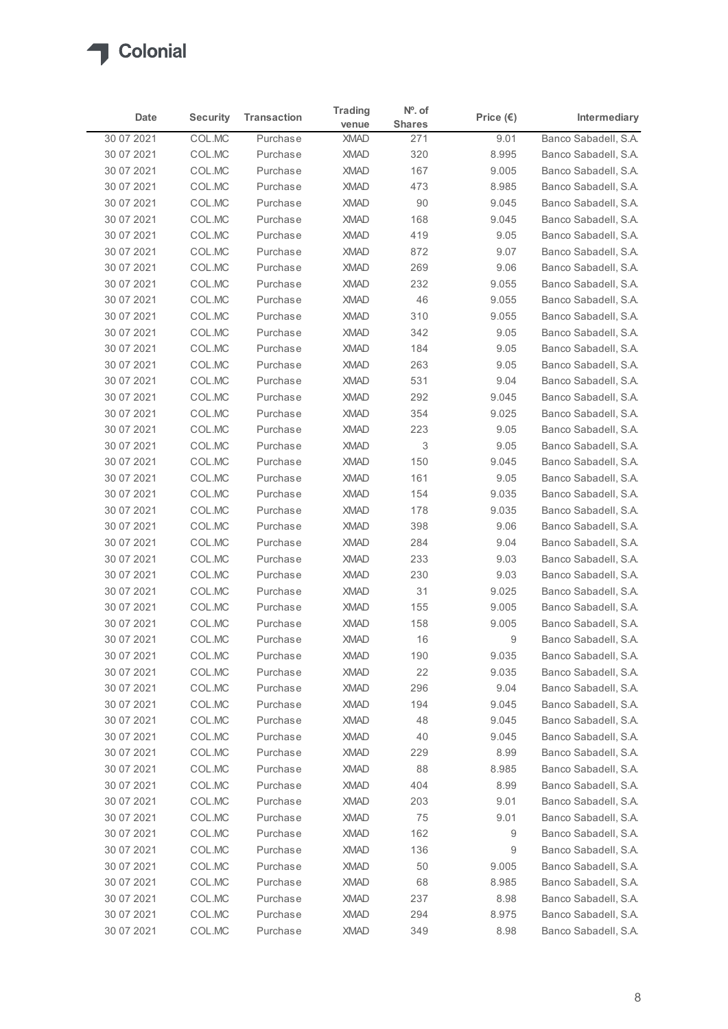Colonial

| Date | Security | Transaction | Trading venue | Nº. of Shares | Price (€) | Intermediary |
|---|---|---|---|---|---|---|
| 30 07 2021 | COL.MC | Purchase | XMAD | 271 | 9.01 | Banco Sabadell, S.A. |
| 30 07 2021 | COL.MC | Purchase | XMAD | 320 | 8.995 | Banco Sabadell, S.A. |
| 30 07 2021 | COL.MC | Purchase | XMAD | 167 | 9.005 | Banco Sabadell, S.A. |
| 30 07 2021 | COL.MC | Purchase | XMAD | 473 | 8.985 | Banco Sabadell, S.A. |
| 30 07 2021 | COL.MC | Purchase | XMAD | 90 | 9.045 | Banco Sabadell, S.A. |
| 30 07 2021 | COL.MC | Purchase | XMAD | 168 | 9.045 | Banco Sabadell, S.A. |
| 30 07 2021 | COL.MC | Purchase | XMAD | 419 | 9.05 | Banco Sabadell, S.A. |
| 30 07 2021 | COL.MC | Purchase | XMAD | 872 | 9.07 | Banco Sabadell, S.A. |
| 30 07 2021 | COL.MC | Purchase | XMAD | 269 | 9.06 | Banco Sabadell, S.A. |
| 30 07 2021 | COL.MC | Purchase | XMAD | 232 | 9.055 | Banco Sabadell, S.A. |
| 30 07 2021 | COL.MC | Purchase | XMAD | 46 | 9.055 | Banco Sabadell, S.A. |
| 30 07 2021 | COL.MC | Purchase | XMAD | 310 | 9.055 | Banco Sabadell, S.A. |
| 30 07 2021 | COL.MC | Purchase | XMAD | 342 | 9.05 | Banco Sabadell, S.A. |
| 30 07 2021 | COL.MC | Purchase | XMAD | 184 | 9.05 | Banco Sabadell, S.A. |
| 30 07 2021 | COL.MC | Purchase | XMAD | 263 | 9.05 | Banco Sabadell, S.A. |
| 30 07 2021 | COL.MC | Purchase | XMAD | 531 | 9.04 | Banco Sabadell, S.A. |
| 30 07 2021 | COL.MC | Purchase | XMAD | 292 | 9.045 | Banco Sabadell, S.A. |
| 30 07 2021 | COL.MC | Purchase | XMAD | 354 | 9.025 | Banco Sabadell, S.A. |
| 30 07 2021 | COL.MC | Purchase | XMAD | 223 | 9.05 | Banco Sabadell, S.A. |
| 30 07 2021 | COL.MC | Purchase | XMAD | 3 | 9.05 | Banco Sabadell, S.A. |
| 30 07 2021 | COL.MC | Purchase | XMAD | 150 | 9.045 | Banco Sabadell, S.A. |
| 30 07 2021 | COL.MC | Purchase | XMAD | 161 | 9.05 | Banco Sabadell, S.A. |
| 30 07 2021 | COL.MC | Purchase | XMAD | 154 | 9.035 | Banco Sabadell, S.A. |
| 30 07 2021 | COL.MC | Purchase | XMAD | 178 | 9.035 | Banco Sabadell, S.A. |
| 30 07 2021 | COL.MC | Purchase | XMAD | 398 | 9.06 | Banco Sabadell, S.A. |
| 30 07 2021 | COL.MC | Purchase | XMAD | 284 | 9.04 | Banco Sabadell, S.A. |
| 30 07 2021 | COL.MC | Purchase | XMAD | 233 | 9.03 | Banco Sabadell, S.A. |
| 30 07 2021 | COL.MC | Purchase | XMAD | 230 | 9.03 | Banco Sabadell, S.A. |
| 30 07 2021 | COL.MC | Purchase | XMAD | 31 | 9.025 | Banco Sabadell, S.A. |
| 30 07 2021 | COL.MC | Purchase | XMAD | 155 | 9.005 | Banco Sabadell, S.A. |
| 30 07 2021 | COL.MC | Purchase | XMAD | 158 | 9.005 | Banco Sabadell, S.A. |
| 30 07 2021 | COL.MC | Purchase | XMAD | 16 | 9 | Banco Sabadell, S.A. |
| 30 07 2021 | COL.MC | Purchase | XMAD | 190 | 9.035 | Banco Sabadell, S.A. |
| 30 07 2021 | COL.MC | Purchase | XMAD | 22 | 9.035 | Banco Sabadell, S.A. |
| 30 07 2021 | COL.MC | Purchase | XMAD | 296 | 9.04 | Banco Sabadell, S.A. |
| 30 07 2021 | COL.MC | Purchase | XMAD | 194 | 9.045 | Banco Sabadell, S.A. |
| 30 07 2021 | COL.MC | Purchase | XMAD | 48 | 9.045 | Banco Sabadell, S.A. |
| 30 07 2021 | COL.MC | Purchase | XMAD | 40 | 9.045 | Banco Sabadell, S.A. |
| 30 07 2021 | COL.MC | Purchase | XMAD | 229 | 8.99 | Banco Sabadell, S.A. |
| 30 07 2021 | COL.MC | Purchase | XMAD | 88 | 8.985 | Banco Sabadell, S.A. |
| 30 07 2021 | COL.MC | Purchase | XMAD | 404 | 8.99 | Banco Sabadell, S.A. |
| 30 07 2021 | COL.MC | Purchase | XMAD | 203 | 9.01 | Banco Sabadell, S.A. |
| 30 07 2021 | COL.MC | Purchase | XMAD | 75 | 9.01 | Banco Sabadell, S.A. |
| 30 07 2021 | COL.MC | Purchase | XMAD | 162 | 9 | Banco Sabadell, S.A. |
| 30 07 2021 | COL.MC | Purchase | XMAD | 136 | 9 | Banco Sabadell, S.A. |
| 30 07 2021 | COL.MC | Purchase | XMAD | 50 | 9.005 | Banco Sabadell, S.A. |
| 30 07 2021 | COL.MC | Purchase | XMAD | 68 | 8.985 | Banco Sabadell, S.A. |
| 30 07 2021 | COL.MC | Purchase | XMAD | 237 | 8.98 | Banco Sabadell, S.A. |
| 30 07 2021 | COL.MC | Purchase | XMAD | 294 | 8.975 | Banco Sabadell, S.A. |
| 30 07 2021 | COL.MC | Purchase | XMAD | 349 | 8.98 | Banco Sabadell, S.A. |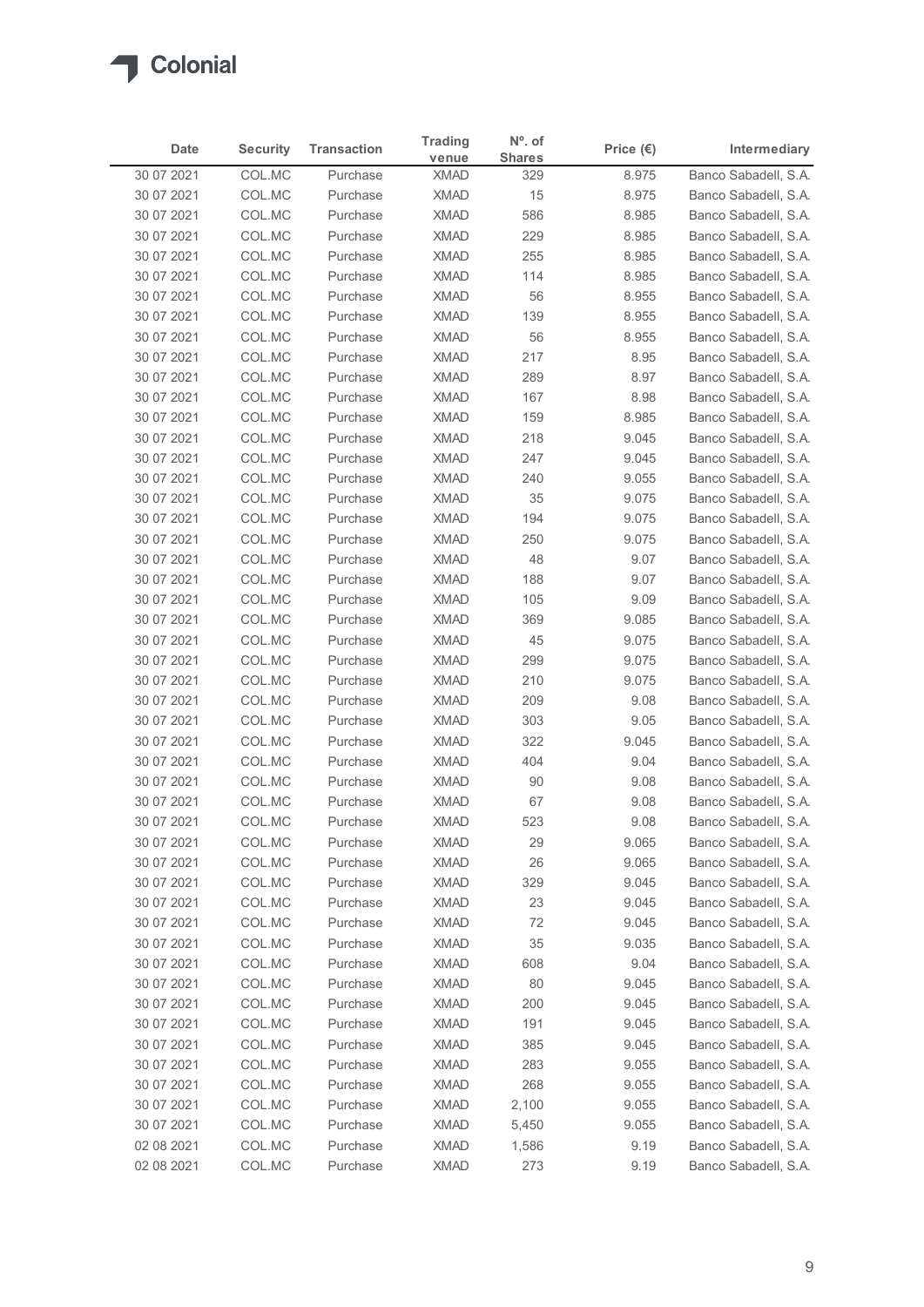| Date | Security | Transaction | Trading venue | Nº. of Shares | Price (€) | Intermediary |
|---|---|---|---|---|---|---|
| 30 07 2021 | COL.MC | Purchase | XMAD | 329 | 8.975 | Banco Sabadell, S.A. |
| 30 07 2021 | COL.MC | Purchase | XMAD | 15 | 8.975 | Banco Sabadell, S.A. |
| 30 07 2021 | COL.MC | Purchase | XMAD | 586 | 8.985 | Banco Sabadell, S.A. |
| 30 07 2021 | COL.MC | Purchase | XMAD | 229 | 8.985 | Banco Sabadell, S.A. |
| 30 07 2021 | COL.MC | Purchase | XMAD | 255 | 8.985 | Banco Sabadell, S.A. |
| 30 07 2021 | COL.MC | Purchase | XMAD | 114 | 8.985 | Banco Sabadell, S.A. |
| 30 07 2021 | COL.MC | Purchase | XMAD | 56 | 8.955 | Banco Sabadell, S.A. |
| 30 07 2021 | COL.MC | Purchase | XMAD | 139 | 8.955 | Banco Sabadell, S.A. |
| 30 07 2021 | COL.MC | Purchase | XMAD | 56 | 8.955 | Banco Sabadell, S.A. |
| 30 07 2021 | COL.MC | Purchase | XMAD | 217 | 8.95 | Banco Sabadell, S.A. |
| 30 07 2021 | COL.MC | Purchase | XMAD | 289 | 8.97 | Banco Sabadell, S.A. |
| 30 07 2021 | COL.MC | Purchase | XMAD | 167 | 8.98 | Banco Sabadell, S.A. |
| 30 07 2021 | COL.MC | Purchase | XMAD | 159 | 8.985 | Banco Sabadell, S.A. |
| 30 07 2021 | COL.MC | Purchase | XMAD | 218 | 9.045 | Banco Sabadell, S.A. |
| 30 07 2021 | COL.MC | Purchase | XMAD | 247 | 9.045 | Banco Sabadell, S.A. |
| 30 07 2021 | COL.MC | Purchase | XMAD | 240 | 9.055 | Banco Sabadell, S.A. |
| 30 07 2021 | COL.MC | Purchase | XMAD | 35 | 9.075 | Banco Sabadell, S.A. |
| 30 07 2021 | COL.MC | Purchase | XMAD | 194 | 9.075 | Banco Sabadell, S.A. |
| 30 07 2021 | COL.MC | Purchase | XMAD | 250 | 9.075 | Banco Sabadell, S.A. |
| 30 07 2021 | COL.MC | Purchase | XMAD | 48 | 9.07 | Banco Sabadell, S.A. |
| 30 07 2021 | COL.MC | Purchase | XMAD | 188 | 9.07 | Banco Sabadell, S.A. |
| 30 07 2021 | COL.MC | Purchase | XMAD | 105 | 9.09 | Banco Sabadell, S.A. |
| 30 07 2021 | COL.MC | Purchase | XMAD | 369 | 9.085 | Banco Sabadell, S.A. |
| 30 07 2021 | COL.MC | Purchase | XMAD | 45 | 9.075 | Banco Sabadell, S.A. |
| 30 07 2021 | COL.MC | Purchase | XMAD | 299 | 9.075 | Banco Sabadell, S.A. |
| 30 07 2021 | COL.MC | Purchase | XMAD | 210 | 9.075 | Banco Sabadell, S.A. |
| 30 07 2021 | COL.MC | Purchase | XMAD | 209 | 9.08 | Banco Sabadell, S.A. |
| 30 07 2021 | COL.MC | Purchase | XMAD | 303 | 9.05 | Banco Sabadell, S.A. |
| 30 07 2021 | COL.MC | Purchase | XMAD | 322 | 9.045 | Banco Sabadell, S.A. |
| 30 07 2021 | COL.MC | Purchase | XMAD | 404 | 9.04 | Banco Sabadell, S.A. |
| 30 07 2021 | COL.MC | Purchase | XMAD | 90 | 9.08 | Banco Sabadell, S.A. |
| 30 07 2021 | COL.MC | Purchase | XMAD | 67 | 9.08 | Banco Sabadell, S.A. |
| 30 07 2021 | COL.MC | Purchase | XMAD | 523 | 9.08 | Banco Sabadell, S.A. |
| 30 07 2021 | COL.MC | Purchase | XMAD | 29 | 9.065 | Banco Sabadell, S.A. |
| 30 07 2021 | COL.MC | Purchase | XMAD | 26 | 9.065 | Banco Sabadell, S.A. |
| 30 07 2021 | COL.MC | Purchase | XMAD | 329 | 9.045 | Banco Sabadell, S.A. |
| 30 07 2021 | COL.MC | Purchase | XMAD | 23 | 9.045 | Banco Sabadell, S.A. |
| 30 07 2021 | COL.MC | Purchase | XMAD | 72 | 9.045 | Banco Sabadell, S.A. |
| 30 07 2021 | COL.MC | Purchase | XMAD | 35 | 9.035 | Banco Sabadell, S.A. |
| 30 07 2021 | COL.MC | Purchase | XMAD | 608 | 9.04 | Banco Sabadell, S.A. |
| 30 07 2021 | COL.MC | Purchase | XMAD | 80 | 9.045 | Banco Sabadell, S.A. |
| 30 07 2021 | COL.MC | Purchase | XMAD | 200 | 9.045 | Banco Sabadell, S.A. |
| 30 07 2021 | COL.MC | Purchase | XMAD | 191 | 9.045 | Banco Sabadell, S.A. |
| 30 07 2021 | COL.MC | Purchase | XMAD | 385 | 9.045 | Banco Sabadell, S.A. |
| 30 07 2021 | COL.MC | Purchase | XMAD | 283 | 9.055 | Banco Sabadell, S.A. |
| 30 07 2021 | COL.MC | Purchase | XMAD | 268 | 9.055 | Banco Sabadell, S.A. |
| 30 07 2021 | COL.MC | Purchase | XMAD | 2,100 | 9.055 | Banco Sabadell, S.A. |
| 30 07 2021 | COL.MC | Purchase | XMAD | 5,450 | 9.055 | Banco Sabadell, S.A. |
| 02 08 2021 | COL.MC | Purchase | XMAD | 1,586 | 9.19 | Banco Sabadell, S.A. |
| 02 08 2021 | COL.MC | Purchase | XMAD | 273 | 9.19 | Banco Sabadell, S.A. |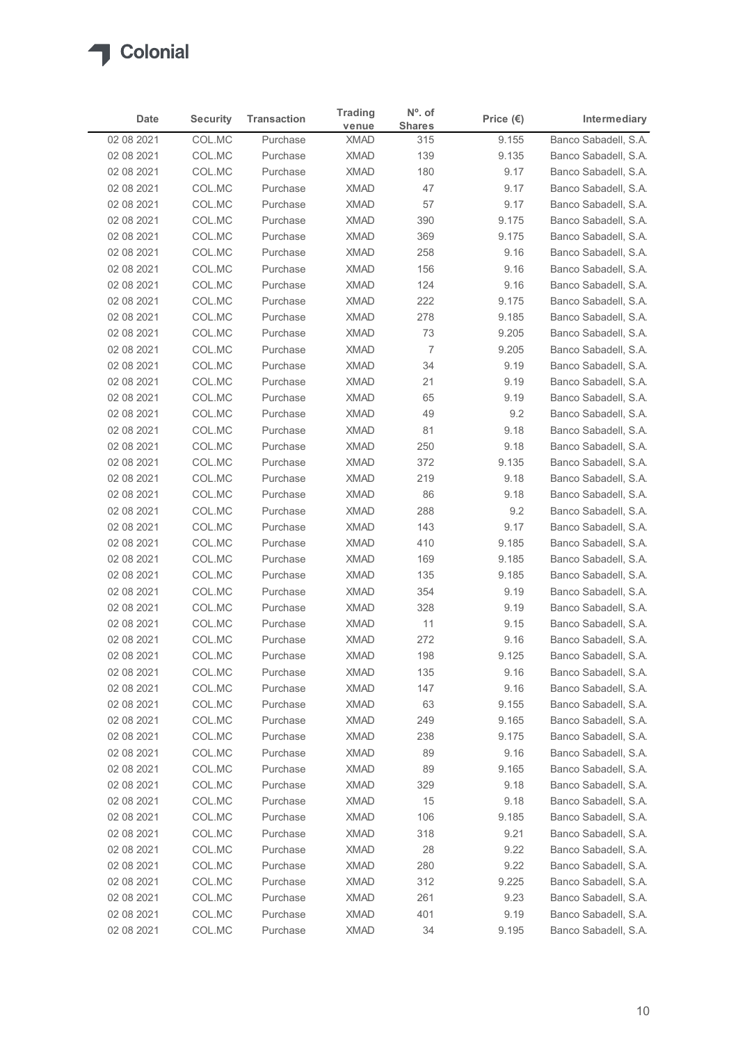# Colonial

| Date | Security | Transaction | Trading venue | Nº. of Shares | Price (€) | Intermediary |
|---|---|---|---|---|---|---|
| 02 08 2021 | COL.MC | Purchase | XMAD | 315 | 9.155 | Banco Sabadell, S.A. |
| 02 08 2021 | COL.MC | Purchase | XMAD | 139 | 9.135 | Banco Sabadell, S.A. |
| 02 08 2021 | COL.MC | Purchase | XMAD | 180 | 9.17 | Banco Sabadell, S.A. |
| 02 08 2021 | COL.MC | Purchase | XMAD | 47 | 9.17 | Banco Sabadell, S.A. |
| 02 08 2021 | COL.MC | Purchase | XMAD | 57 | 9.17 | Banco Sabadell, S.A. |
| 02 08 2021 | COL.MC | Purchase | XMAD | 390 | 9.175 | Banco Sabadell, S.A. |
| 02 08 2021 | COL.MC | Purchase | XMAD | 369 | 9.175 | Banco Sabadell, S.A. |
| 02 08 2021 | COL.MC | Purchase | XMAD | 258 | 9.16 | Banco Sabadell, S.A. |
| 02 08 2021 | COL.MC | Purchase | XMAD | 156 | 9.16 | Banco Sabadell, S.A. |
| 02 08 2021 | COL.MC | Purchase | XMAD | 124 | 9.16 | Banco Sabadell, S.A. |
| 02 08 2021 | COL.MC | Purchase | XMAD | 222 | 9.175 | Banco Sabadell, S.A. |
| 02 08 2021 | COL.MC | Purchase | XMAD | 278 | 9.185 | Banco Sabadell, S.A. |
| 02 08 2021 | COL.MC | Purchase | XMAD | 73 | 9.205 | Banco Sabadell, S.A. |
| 02 08 2021 | COL.MC | Purchase | XMAD | 7 | 9.205 | Banco Sabadell, S.A. |
| 02 08 2021 | COL.MC | Purchase | XMAD | 34 | 9.19 | Banco Sabadell, S.A. |
| 02 08 2021 | COL.MC | Purchase | XMAD | 21 | 9.19 | Banco Sabadell, S.A. |
| 02 08 2021 | COL.MC | Purchase | XMAD | 65 | 9.19 | Banco Sabadell, S.A. |
| 02 08 2021 | COL.MC | Purchase | XMAD | 49 | 9.2 | Banco Sabadell, S.A. |
| 02 08 2021 | COL.MC | Purchase | XMAD | 81 | 9.18 | Banco Sabadell, S.A. |
| 02 08 2021 | COL.MC | Purchase | XMAD | 250 | 9.18 | Banco Sabadell, S.A. |
| 02 08 2021 | COL.MC | Purchase | XMAD | 372 | 9.135 | Banco Sabadell, S.A. |
| 02 08 2021 | COL.MC | Purchase | XMAD | 219 | 9.18 | Banco Sabadell, S.A. |
| 02 08 2021 | COL.MC | Purchase | XMAD | 86 | 9.18 | Banco Sabadell, S.A. |
| 02 08 2021 | COL.MC | Purchase | XMAD | 288 | 9.2 | Banco Sabadell, S.A. |
| 02 08 2021 | COL.MC | Purchase | XMAD | 143 | 9.17 | Banco Sabadell, S.A. |
| 02 08 2021 | COL.MC | Purchase | XMAD | 410 | 9.185 | Banco Sabadell, S.A. |
| 02 08 2021 | COL.MC | Purchase | XMAD | 169 | 9.185 | Banco Sabadell, S.A. |
| 02 08 2021 | COL.MC | Purchase | XMAD | 135 | 9.185 | Banco Sabadell, S.A. |
| 02 08 2021 | COL.MC | Purchase | XMAD | 354 | 9.19 | Banco Sabadell, S.A. |
| 02 08 2021 | COL.MC | Purchase | XMAD | 328 | 9.19 | Banco Sabadell, S.A. |
| 02 08 2021 | COL.MC | Purchase | XMAD | 11 | 9.15 | Banco Sabadell, S.A. |
| 02 08 2021 | COL.MC | Purchase | XMAD | 272 | 9.16 | Banco Sabadell, S.A. |
| 02 08 2021 | COL.MC | Purchase | XMAD | 198 | 9.125 | Banco Sabadell, S.A. |
| 02 08 2021 | COL.MC | Purchase | XMAD | 135 | 9.16 | Banco Sabadell, S.A. |
| 02 08 2021 | COL.MC | Purchase | XMAD | 147 | 9.16 | Banco Sabadell, S.A. |
| 02 08 2021 | COL.MC | Purchase | XMAD | 63 | 9.155 | Banco Sabadell, S.A. |
| 02 08 2021 | COL.MC | Purchase | XMAD | 249 | 9.165 | Banco Sabadell, S.A. |
| 02 08 2021 | COL.MC | Purchase | XMAD | 238 | 9.175 | Banco Sabadell, S.A. |
| 02 08 2021 | COL.MC | Purchase | XMAD | 89 | 9.16 | Banco Sabadell, S.A. |
| 02 08 2021 | COL.MC | Purchase | XMAD | 89 | 9.165 | Banco Sabadell, S.A. |
| 02 08 2021 | COL.MC | Purchase | XMAD | 329 | 9.18 | Banco Sabadell, S.A. |
| 02 08 2021 | COL.MC | Purchase | XMAD | 15 | 9.18 | Banco Sabadell, S.A. |
| 02 08 2021 | COL.MC | Purchase | XMAD | 106 | 9.185 | Banco Sabadell, S.A. |
| 02 08 2021 | COL.MC | Purchase | XMAD | 318 | 9.21 | Banco Sabadell, S.A. |
| 02 08 2021 | COL.MC | Purchase | XMAD | 28 | 9.22 | Banco Sabadell, S.A. |
| 02 08 2021 | COL.MC | Purchase | XMAD | 280 | 9.22 | Banco Sabadell, S.A. |
| 02 08 2021 | COL.MC | Purchase | XMAD | 312 | 9.225 | Banco Sabadell, S.A. |
| 02 08 2021 | COL.MC | Purchase | XMAD | 261 | 9.23 | Banco Sabadell, S.A. |
| 02 08 2021 | COL.MC | Purchase | XMAD | 401 | 9.19 | Banco Sabadell, S.A. |
| 02 08 2021 | COL.MC | Purchase | XMAD | 34 | 9.195 | Banco Sabadell, S.A. |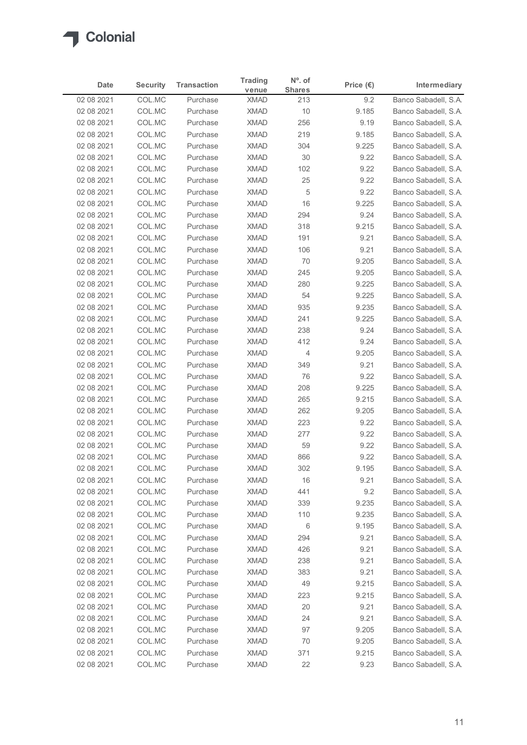Colonial

| Date | Security | Transaction | Trading venue | Nº. of Shares | Price (€) | Intermediary |
|---|---|---|---|---|---|---|
| 02 08 2021 | COL.MC | Purchase | XMAD | 213 | 9.2 | Banco Sabadell, S.A. |
| 02 08 2021 | COL.MC | Purchase | XMAD | 10 | 9.185 | Banco Sabadell, S.A. |
| 02 08 2021 | COL.MC | Purchase | XMAD | 256 | 9.19 | Banco Sabadell, S.A. |
| 02 08 2021 | COL.MC | Purchase | XMAD | 219 | 9.185 | Banco Sabadell, S.A. |
| 02 08 2021 | COL.MC | Purchase | XMAD | 304 | 9.225 | Banco Sabadell, S.A. |
| 02 08 2021 | COL.MC | Purchase | XMAD | 30 | 9.22 | Banco Sabadell, S.A. |
| 02 08 2021 | COL.MC | Purchase | XMAD | 102 | 9.22 | Banco Sabadell, S.A. |
| 02 08 2021 | COL.MC | Purchase | XMAD | 25 | 9.22 | Banco Sabadell, S.A. |
| 02 08 2021 | COL.MC | Purchase | XMAD | 5 | 9.22 | Banco Sabadell, S.A. |
| 02 08 2021 | COL.MC | Purchase | XMAD | 16 | 9.225 | Banco Sabadell, S.A. |
| 02 08 2021 | COL.MC | Purchase | XMAD | 294 | 9.24 | Banco Sabadell, S.A. |
| 02 08 2021 | COL.MC | Purchase | XMAD | 318 | 9.215 | Banco Sabadell, S.A. |
| 02 08 2021 | COL.MC | Purchase | XMAD | 191 | 9.21 | Banco Sabadell, S.A. |
| 02 08 2021 | COL.MC | Purchase | XMAD | 106 | 9.21 | Banco Sabadell, S.A. |
| 02 08 2021 | COL.MC | Purchase | XMAD | 70 | 9.205 | Banco Sabadell, S.A. |
| 02 08 2021 | COL.MC | Purchase | XMAD | 245 | 9.205 | Banco Sabadell, S.A. |
| 02 08 2021 | COL.MC | Purchase | XMAD | 280 | 9.225 | Banco Sabadell, S.A. |
| 02 08 2021 | COL.MC | Purchase | XMAD | 54 | 9.225 | Banco Sabadell, S.A. |
| 02 08 2021 | COL.MC | Purchase | XMAD | 935 | 9.235 | Banco Sabadell, S.A. |
| 02 08 2021 | COL.MC | Purchase | XMAD | 241 | 9.225 | Banco Sabadell, S.A. |
| 02 08 2021 | COL.MC | Purchase | XMAD | 238 | 9.24 | Banco Sabadell, S.A. |
| 02 08 2021 | COL.MC | Purchase | XMAD | 412 | 9.24 | Banco Sabadell, S.A. |
| 02 08 2021 | COL.MC | Purchase | XMAD | 4 | 9.205 | Banco Sabadell, S.A. |
| 02 08 2021 | COL.MC | Purchase | XMAD | 349 | 9.21 | Banco Sabadell, S.A. |
| 02 08 2021 | COL.MC | Purchase | XMAD | 76 | 9.22 | Banco Sabadell, S.A. |
| 02 08 2021 | COL.MC | Purchase | XMAD | 208 | 9.225 | Banco Sabadell, S.A. |
| 02 08 2021 | COL.MC | Purchase | XMAD | 265 | 9.215 | Banco Sabadell, S.A. |
| 02 08 2021 | COL.MC | Purchase | XMAD | 262 | 9.205 | Banco Sabadell, S.A. |
| 02 08 2021 | COL.MC | Purchase | XMAD | 223 | 9.22 | Banco Sabadell, S.A. |
| 02 08 2021 | COL.MC | Purchase | XMAD | 277 | 9.22 | Banco Sabadell, S.A. |
| 02 08 2021 | COL.MC | Purchase | XMAD | 59 | 9.22 | Banco Sabadell, S.A. |
| 02 08 2021 | COL.MC | Purchase | XMAD | 866 | 9.22 | Banco Sabadell, S.A. |
| 02 08 2021 | COL.MC | Purchase | XMAD | 302 | 9.195 | Banco Sabadell, S.A. |
| 02 08 2021 | COL.MC | Purchase | XMAD | 16 | 9.21 | Banco Sabadell, S.A. |
| 02 08 2021 | COL.MC | Purchase | XMAD | 441 | 9.2 | Banco Sabadell, S.A. |
| 02 08 2021 | COL.MC | Purchase | XMAD | 339 | 9.235 | Banco Sabadell, S.A. |
| 02 08 2021 | COL.MC | Purchase | XMAD | 110 | 9.235 | Banco Sabadell, S.A. |
| 02 08 2021 | COL.MC | Purchase | XMAD | 6 | 9.195 | Banco Sabadell, S.A. |
| 02 08 2021 | COL.MC | Purchase | XMAD | 294 | 9.21 | Banco Sabadell, S.A. |
| 02 08 2021 | COL.MC | Purchase | XMAD | 426 | 9.21 | Banco Sabadell, S.A. |
| 02 08 2021 | COL.MC | Purchase | XMAD | 238 | 9.21 | Banco Sabadell, S.A. |
| 02 08 2021 | COL.MC | Purchase | XMAD | 383 | 9.21 | Banco Sabadell, S.A. |
| 02 08 2021 | COL.MC | Purchase | XMAD | 49 | 9.215 | Banco Sabadell, S.A. |
| 02 08 2021 | COL.MC | Purchase | XMAD | 223 | 9.215 | Banco Sabadell, S.A. |
| 02 08 2021 | COL.MC | Purchase | XMAD | 20 | 9.21 | Banco Sabadell, S.A. |
| 02 08 2021 | COL.MC | Purchase | XMAD | 24 | 9.21 | Banco Sabadell, S.A. |
| 02 08 2021 | COL.MC | Purchase | XMAD | 97 | 9.205 | Banco Sabadell, S.A. |
| 02 08 2021 | COL.MC | Purchase | XMAD | 70 | 9.205 | Banco Sabadell, S.A. |
| 02 08 2021 | COL.MC | Purchase | XMAD | 371 | 9.215 | Banco Sabadell, S.A. |
| 02 08 2021 | COL.MC | Purchase | XMAD | 22 | 9.23 | Banco Sabadell, S.A. |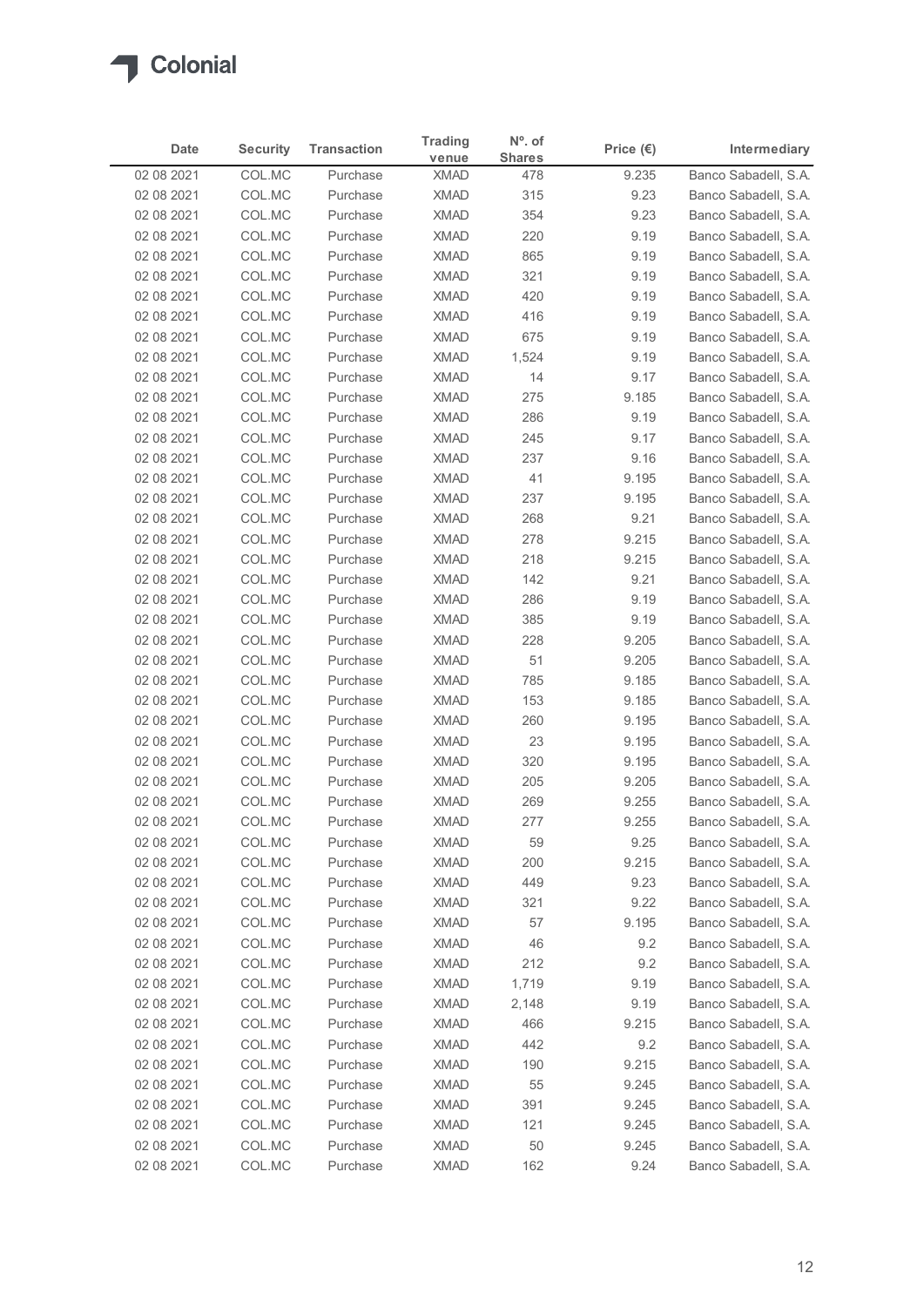| Date | Security | Transaction | Trading venue | Nº. of Shares | Price (€) | Intermediary |
|---|---|---|---|---|---|---|
| 02 08 2021 | COL.MC | Purchase | XMAD | 478 | 9.235 | Banco Sabadell, S.A. |
| 02 08 2021 | COL.MC | Purchase | XMAD | 315 | 9.23 | Banco Sabadell, S.A. |
| 02 08 2021 | COL.MC | Purchase | XMAD | 354 | 9.23 | Banco Sabadell, S.A. |
| 02 08 2021 | COL.MC | Purchase | XMAD | 220 | 9.19 | Banco Sabadell, S.A. |
| 02 08 2021 | COL.MC | Purchase | XMAD | 865 | 9.19 | Banco Sabadell, S.A. |
| 02 08 2021 | COL.MC | Purchase | XMAD | 321 | 9.19 | Banco Sabadell, S.A. |
| 02 08 2021 | COL.MC | Purchase | XMAD | 420 | 9.19 | Banco Sabadell, S.A. |
| 02 08 2021 | COL.MC | Purchase | XMAD | 416 | 9.19 | Banco Sabadell, S.A. |
| 02 08 2021 | COL.MC | Purchase | XMAD | 675 | 9.19 | Banco Sabadell, S.A. |
| 02 08 2021 | COL.MC | Purchase | XMAD | 1,524 | 9.19 | Banco Sabadell, S.A. |
| 02 08 2021 | COL.MC | Purchase | XMAD | 14 | 9.17 | Banco Sabadell, S.A. |
| 02 08 2021 | COL.MC | Purchase | XMAD | 275 | 9.185 | Banco Sabadell, S.A. |
| 02 08 2021 | COL.MC | Purchase | XMAD | 286 | 9.19 | Banco Sabadell, S.A. |
| 02 08 2021 | COL.MC | Purchase | XMAD | 245 | 9.17 | Banco Sabadell, S.A. |
| 02 08 2021 | COL.MC | Purchase | XMAD | 237 | 9.16 | Banco Sabadell, S.A. |
| 02 08 2021 | COL.MC | Purchase | XMAD | 41 | 9.195 | Banco Sabadell, S.A. |
| 02 08 2021 | COL.MC | Purchase | XMAD | 237 | 9.195 | Banco Sabadell, S.A. |
| 02 08 2021 | COL.MC | Purchase | XMAD | 268 | 9.21 | Banco Sabadell, S.A. |
| 02 08 2021 | COL.MC | Purchase | XMAD | 278 | 9.215 | Banco Sabadell, S.A. |
| 02 08 2021 | COL.MC | Purchase | XMAD | 218 | 9.215 | Banco Sabadell, S.A. |
| 02 08 2021 | COL.MC | Purchase | XMAD | 142 | 9.21 | Banco Sabadell, S.A. |
| 02 08 2021 | COL.MC | Purchase | XMAD | 286 | 9.19 | Banco Sabadell, S.A. |
| 02 08 2021 | COL.MC | Purchase | XMAD | 385 | 9.19 | Banco Sabadell, S.A. |
| 02 08 2021 | COL.MC | Purchase | XMAD | 228 | 9.205 | Banco Sabadell, S.A. |
| 02 08 2021 | COL.MC | Purchase | XMAD | 51 | 9.205 | Banco Sabadell, S.A. |
| 02 08 2021 | COL.MC | Purchase | XMAD | 785 | 9.185 | Banco Sabadell, S.A. |
| 02 08 2021 | COL.MC | Purchase | XMAD | 153 | 9.185 | Banco Sabadell, S.A. |
| 02 08 2021 | COL.MC | Purchase | XMAD | 260 | 9.195 | Banco Sabadell, S.A. |
| 02 08 2021 | COL.MC | Purchase | XMAD | 23 | 9.195 | Banco Sabadell, S.A. |
| 02 08 2021 | COL.MC | Purchase | XMAD | 320 | 9.195 | Banco Sabadell, S.A. |
| 02 08 2021 | COL.MC | Purchase | XMAD | 205 | 9.205 | Banco Sabadell, S.A. |
| 02 08 2021 | COL.MC | Purchase | XMAD | 269 | 9.255 | Banco Sabadell, S.A. |
| 02 08 2021 | COL.MC | Purchase | XMAD | 277 | 9.255 | Banco Sabadell, S.A. |
| 02 08 2021 | COL.MC | Purchase | XMAD | 59 | 9.25 | Banco Sabadell, S.A. |
| 02 08 2021 | COL.MC | Purchase | XMAD | 200 | 9.215 | Banco Sabadell, S.A. |
| 02 08 2021 | COL.MC | Purchase | XMAD | 449 | 9.23 | Banco Sabadell, S.A. |
| 02 08 2021 | COL.MC | Purchase | XMAD | 321 | 9.22 | Banco Sabadell, S.A. |
| 02 08 2021 | COL.MC | Purchase | XMAD | 57 | 9.195 | Banco Sabadell, S.A. |
| 02 08 2021 | COL.MC | Purchase | XMAD | 46 | 9.2 | Banco Sabadell, S.A. |
| 02 08 2021 | COL.MC | Purchase | XMAD | 212 | 9.2 | Banco Sabadell, S.A. |
| 02 08 2021 | COL.MC | Purchase | XMAD | 1,719 | 9.19 | Banco Sabadell, S.A. |
| 02 08 2021 | COL.MC | Purchase | XMAD | 2,148 | 9.19 | Banco Sabadell, S.A. |
| 02 08 2021 | COL.MC | Purchase | XMAD | 466 | 9.215 | Banco Sabadell, S.A. |
| 02 08 2021 | COL.MC | Purchase | XMAD | 442 | 9.2 | Banco Sabadell, S.A. |
| 02 08 2021 | COL.MC | Purchase | XMAD | 190 | 9.215 | Banco Sabadell, S.A. |
| 02 08 2021 | COL.MC | Purchase | XMAD | 55 | 9.245 | Banco Sabadell, S.A. |
| 02 08 2021 | COL.MC | Purchase | XMAD | 391 | 9.245 | Banco Sabadell, S.A. |
| 02 08 2021 | COL.MC | Purchase | XMAD | 121 | 9.245 | Banco Sabadell, S.A. |
| 02 08 2021 | COL.MC | Purchase | XMAD | 50 | 9.245 | Banco Sabadell, S.A. |
| 02 08 2021 | COL.MC | Purchase | XMAD | 162 | 9.24 | Banco Sabadell, S.A. |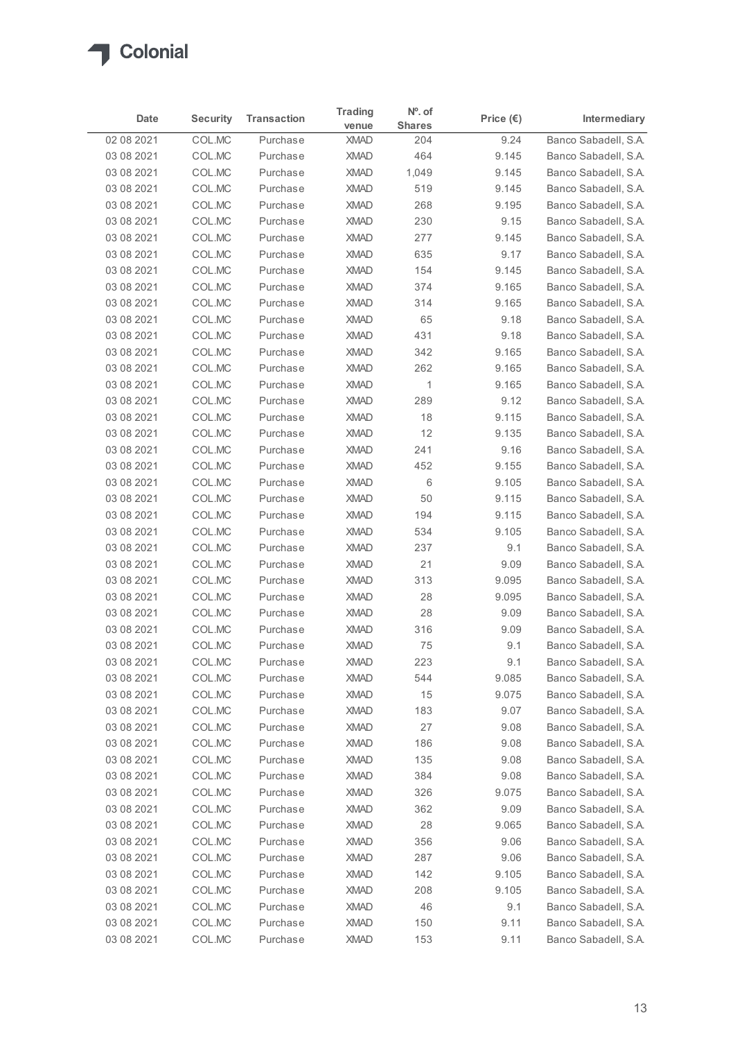Colonial

| Date | Security | Transaction | Trading venue | Nº. of Shares | Price (€) | Intermediary |
|---|---|---|---|---|---|---|
| 02 08 2021 | COL.MC | Purchase | XMAD | 204 | 9.24 | Banco Sabadell, S.A. |
| 03 08 2021 | COL.MC | Purchase | XMAD | 464 | 9.145 | Banco Sabadell, S.A. |
| 03 08 2021 | COL.MC | Purchase | XMAD | 1,049 | 9.145 | Banco Sabadell, S.A. |
| 03 08 2021 | COL.MC | Purchase | XMAD | 519 | 9.145 | Banco Sabadell, S.A. |
| 03 08 2021 | COL.MC | Purchase | XMAD | 268 | 9.195 | Banco Sabadell, S.A. |
| 03 08 2021 | COL.MC | Purchase | XMAD | 230 | 9.15 | Banco Sabadell, S.A. |
| 03 08 2021 | COL.MC | Purchase | XMAD | 277 | 9.145 | Banco Sabadell, S.A. |
| 03 08 2021 | COL.MC | Purchase | XMAD | 635 | 9.17 | Banco Sabadell, S.A. |
| 03 08 2021 | COL.MC | Purchase | XMAD | 154 | 9.145 | Banco Sabadell, S.A. |
| 03 08 2021 | COL.MC | Purchase | XMAD | 374 | 9.165 | Banco Sabadell, S.A. |
| 03 08 2021 | COL.MC | Purchase | XMAD | 314 | 9.165 | Banco Sabadell, S.A. |
| 03 08 2021 | COL.MC | Purchase | XMAD | 65 | 9.18 | Banco Sabadell, S.A. |
| 03 08 2021 | COL.MC | Purchase | XMAD | 431 | 9.18 | Banco Sabadell, S.A. |
| 03 08 2021 | COL.MC | Purchase | XMAD | 342 | 9.165 | Banco Sabadell, S.A. |
| 03 08 2021 | COL.MC | Purchase | XMAD | 262 | 9.165 | Banco Sabadell, S.A. |
| 03 08 2021 | COL.MC | Purchase | XMAD | 1 | 9.165 | Banco Sabadell, S.A. |
| 03 08 2021 | COL.MC | Purchase | XMAD | 289 | 9.12 | Banco Sabadell, S.A. |
| 03 08 2021 | COL.MC | Purchase | XMAD | 18 | 9.115 | Banco Sabadell, S.A. |
| 03 08 2021 | COL.MC | Purchase | XMAD | 12 | 9.135 | Banco Sabadell, S.A. |
| 03 08 2021 | COL.MC | Purchase | XMAD | 241 | 9.16 | Banco Sabadell, S.A. |
| 03 08 2021 | COL.MC | Purchase | XMAD | 452 | 9.155 | Banco Sabadell, S.A. |
| 03 08 2021 | COL.MC | Purchase | XMAD | 6 | 9.105 | Banco Sabadell, S.A. |
| 03 08 2021 | COL.MC | Purchase | XMAD | 50 | 9.115 | Banco Sabadell, S.A. |
| 03 08 2021 | COL.MC | Purchase | XMAD | 194 | 9.115 | Banco Sabadell, S.A. |
| 03 08 2021 | COL.MC | Purchase | XMAD | 534 | 9.105 | Banco Sabadell, S.A. |
| 03 08 2021 | COL.MC | Purchase | XMAD | 237 | 9.1 | Banco Sabadell, S.A. |
| 03 08 2021 | COL.MC | Purchase | XMAD | 21 | 9.09 | Banco Sabadell, S.A. |
| 03 08 2021 | COL.MC | Purchase | XMAD | 313 | 9.095 | Banco Sabadell, S.A. |
| 03 08 2021 | COL.MC | Purchase | XMAD | 28 | 9.095 | Banco Sabadell, S.A. |
| 03 08 2021 | COL.MC | Purchase | XMAD | 28 | 9.09 | Banco Sabadell, S.A. |
| 03 08 2021 | COL.MC | Purchase | XMAD | 316 | 9.09 | Banco Sabadell, S.A. |
| 03 08 2021 | COL.MC | Purchase | XMAD | 75 | 9.1 | Banco Sabadell, S.A. |
| 03 08 2021 | COL.MC | Purchase | XMAD | 223 | 9.1 | Banco Sabadell, S.A. |
| 03 08 2021 | COL.MC | Purchase | XMAD | 544 | 9.085 | Banco Sabadell, S.A. |
| 03 08 2021 | COL.MC | Purchase | XMAD | 15 | 9.075 | Banco Sabadell, S.A. |
| 03 08 2021 | COL.MC | Purchase | XMAD | 183 | 9.07 | Banco Sabadell, S.A. |
| 03 08 2021 | COL.MC | Purchase | XMAD | 27 | 9.08 | Banco Sabadell, S.A. |
| 03 08 2021 | COL.MC | Purchase | XMAD | 186 | 9.08 | Banco Sabadell, S.A. |
| 03 08 2021 | COL.MC | Purchase | XMAD | 135 | 9.08 | Banco Sabadell, S.A. |
| 03 08 2021 | COL.MC | Purchase | XMAD | 384 | 9.08 | Banco Sabadell, S.A. |
| 03 08 2021 | COL.MC | Purchase | XMAD | 326 | 9.075 | Banco Sabadell, S.A. |
| 03 08 2021 | COL.MC | Purchase | XMAD | 362 | 9.09 | Banco Sabadell, S.A. |
| 03 08 2021 | COL.MC | Purchase | XMAD | 28 | 9.065 | Banco Sabadell, S.A. |
| 03 08 2021 | COL.MC | Purchase | XMAD | 356 | 9.06 | Banco Sabadell, S.A. |
| 03 08 2021 | COL.MC | Purchase | XMAD | 287 | 9.06 | Banco Sabadell, S.A. |
| 03 08 2021 | COL.MC | Purchase | XMAD | 142 | 9.105 | Banco Sabadell, S.A. |
| 03 08 2021 | COL.MC | Purchase | XMAD | 208 | 9.105 | Banco Sabadell, S.A. |
| 03 08 2021 | COL.MC | Purchase | XMAD | 46 | 9.1 | Banco Sabadell, S.A. |
| 03 08 2021 | COL.MC | Purchase | XMAD | 150 | 9.11 | Banco Sabadell, S.A. |
| 03 08 2021 | COL.MC | Purchase | XMAD | 153 | 9.11 | Banco Sabadell, S.A. |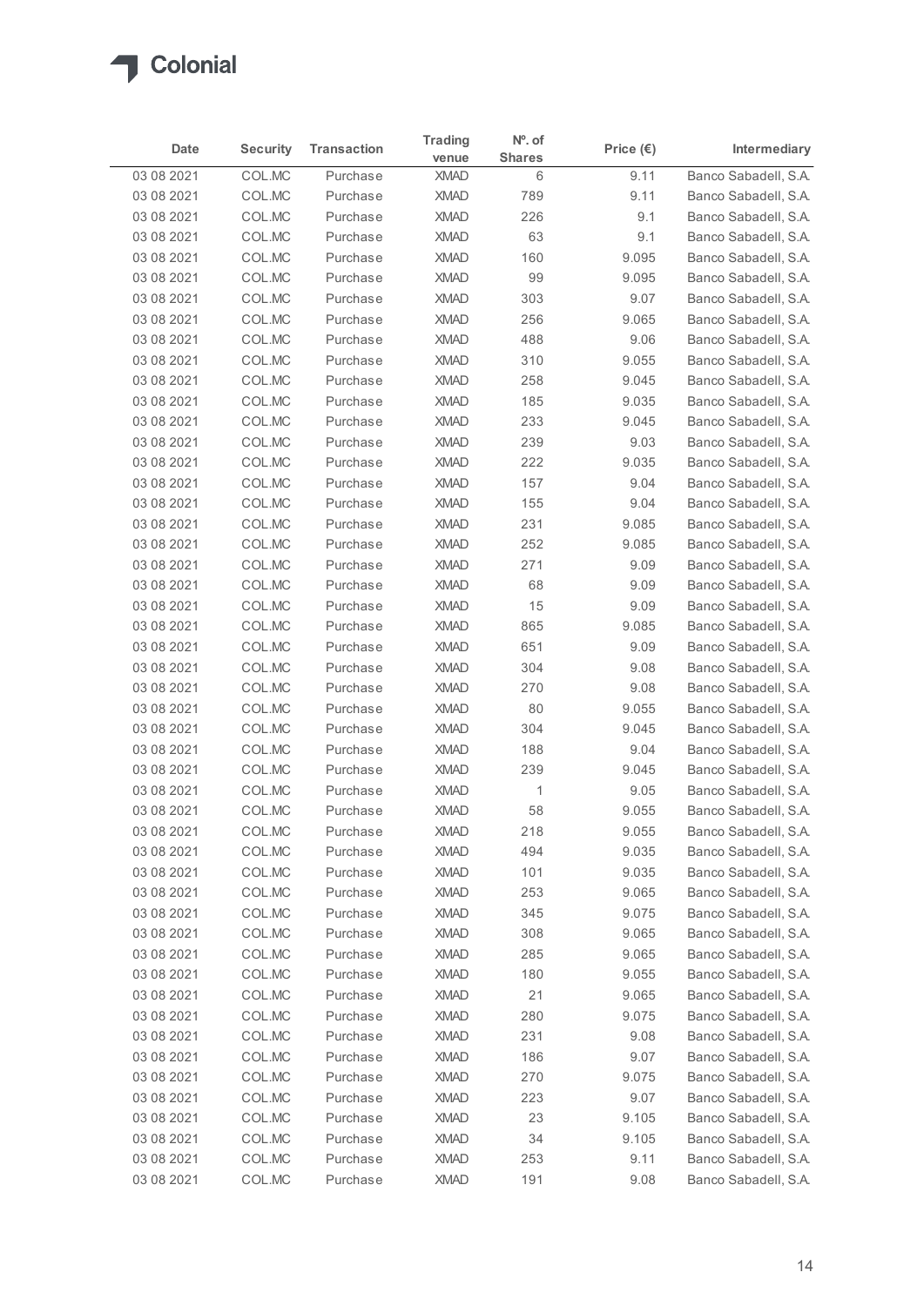Colonial

| Date | Security | Transaction | Trading venue | Nº. of Shares | Price (€) | Intermediary |
|---|---|---|---|---|---|---|
| 03 08 2021 | COL.MC | Purchase | XMAD | 6 | 9.11 | Banco Sabadell, S.A. |
| 03 08 2021 | COL.MC | Purchase | XMAD | 789 | 9.11 | Banco Sabadell, S.A. |
| 03 08 2021 | COL.MC | Purchase | XMAD | 226 | 9.1 | Banco Sabadell, S.A. |
| 03 08 2021 | COL.MC | Purchase | XMAD | 63 | 9.1 | Banco Sabadell, S.A. |
| 03 08 2021 | COL.MC | Purchase | XMAD | 160 | 9.095 | Banco Sabadell, S.A. |
| 03 08 2021 | COL.MC | Purchase | XMAD | 99 | 9.095 | Banco Sabadell, S.A. |
| 03 08 2021 | COL.MC | Purchase | XMAD | 303 | 9.07 | Banco Sabadell, S.A. |
| 03 08 2021 | COL.MC | Purchase | XMAD | 256 | 9.065 | Banco Sabadell, S.A. |
| 03 08 2021 | COL.MC | Purchase | XMAD | 488 | 9.06 | Banco Sabadell, S.A. |
| 03 08 2021 | COL.MC | Purchase | XMAD | 310 | 9.055 | Banco Sabadell, S.A. |
| 03 08 2021 | COL.MC | Purchase | XMAD | 258 | 9.045 | Banco Sabadell, S.A. |
| 03 08 2021 | COL.MC | Purchase | XMAD | 185 | 9.035 | Banco Sabadell, S.A. |
| 03 08 2021 | COL.MC | Purchase | XMAD | 233 | 9.045 | Banco Sabadell, S.A. |
| 03 08 2021 | COL.MC | Purchase | XMAD | 239 | 9.03 | Banco Sabadell, S.A. |
| 03 08 2021 | COL.MC | Purchase | XMAD | 222 | 9.035 | Banco Sabadell, S.A. |
| 03 08 2021 | COL.MC | Purchase | XMAD | 157 | 9.04 | Banco Sabadell, S.A. |
| 03 08 2021 | COL.MC | Purchase | XMAD | 155 | 9.04 | Banco Sabadell, S.A. |
| 03 08 2021 | COL.MC | Purchase | XMAD | 231 | 9.085 | Banco Sabadell, S.A. |
| 03 08 2021 | COL.MC | Purchase | XMAD | 252 | 9.085 | Banco Sabadell, S.A. |
| 03 08 2021 | COL.MC | Purchase | XMAD | 271 | 9.09 | Banco Sabadell, S.A. |
| 03 08 2021 | COL.MC | Purchase | XMAD | 68 | 9.09 | Banco Sabadell, S.A. |
| 03 08 2021 | COL.MC | Purchase | XMAD | 15 | 9.09 | Banco Sabadell, S.A. |
| 03 08 2021 | COL.MC | Purchase | XMAD | 865 | 9.085 | Banco Sabadell, S.A. |
| 03 08 2021 | COL.MC | Purchase | XMAD | 651 | 9.09 | Banco Sabadell, S.A. |
| 03 08 2021 | COL.MC | Purchase | XMAD | 304 | 9.08 | Banco Sabadell, S.A. |
| 03 08 2021 | COL.MC | Purchase | XMAD | 270 | 9.08 | Banco Sabadell, S.A. |
| 03 08 2021 | COL.MC | Purchase | XMAD | 80 | 9.055 | Banco Sabadell, S.A. |
| 03 08 2021 | COL.MC | Purchase | XMAD | 304 | 9.045 | Banco Sabadell, S.A. |
| 03 08 2021 | COL.MC | Purchase | XMAD | 188 | 9.04 | Banco Sabadell, S.A. |
| 03 08 2021 | COL.MC | Purchase | XMAD | 239 | 9.045 | Banco Sabadell, S.A. |
| 03 08 2021 | COL.MC | Purchase | XMAD | 1 | 9.05 | Banco Sabadell, S.A. |
| 03 08 2021 | COL.MC | Purchase | XMAD | 58 | 9.055 | Banco Sabadell, S.A. |
| 03 08 2021 | COL.MC | Purchase | XMAD | 218 | 9.055 | Banco Sabadell, S.A. |
| 03 08 2021 | COL.MC | Purchase | XMAD | 494 | 9.035 | Banco Sabadell, S.A. |
| 03 08 2021 | COL.MC | Purchase | XMAD | 101 | 9.035 | Banco Sabadell, S.A. |
| 03 08 2021 | COL.MC | Purchase | XMAD | 253 | 9.065 | Banco Sabadell, S.A. |
| 03 08 2021 | COL.MC | Purchase | XMAD | 345 | 9.075 | Banco Sabadell, S.A. |
| 03 08 2021 | COL.MC | Purchase | XMAD | 308 | 9.065 | Banco Sabadell, S.A. |
| 03 08 2021 | COL.MC | Purchase | XMAD | 285 | 9.065 | Banco Sabadell, S.A. |
| 03 08 2021 | COL.MC | Purchase | XMAD | 180 | 9.055 | Banco Sabadell, S.A. |
| 03 08 2021 | COL.MC | Purchase | XMAD | 21 | 9.065 | Banco Sabadell, S.A. |
| 03 08 2021 | COL.MC | Purchase | XMAD | 280 | 9.075 | Banco Sabadell, S.A. |
| 03 08 2021 | COL.MC | Purchase | XMAD | 231 | 9.08 | Banco Sabadell, S.A. |
| 03 08 2021 | COL.MC | Purchase | XMAD | 186 | 9.07 | Banco Sabadell, S.A. |
| 03 08 2021 | COL.MC | Purchase | XMAD | 270 | 9.075 | Banco Sabadell, S.A. |
| 03 08 2021 | COL.MC | Purchase | XMAD | 223 | 9.07 | Banco Sabadell, S.A. |
| 03 08 2021 | COL.MC | Purchase | XMAD | 23 | 9.105 | Banco Sabadell, S.A. |
| 03 08 2021 | COL.MC | Purchase | XMAD | 34 | 9.105 | Banco Sabadell, S.A. |
| 03 08 2021 | COL.MC | Purchase | XMAD | 253 | 9.11 | Banco Sabadell, S.A. |
| 03 08 2021 | COL.MC | Purchase | XMAD | 191 | 9.08 | Banco Sabadell, S.A. |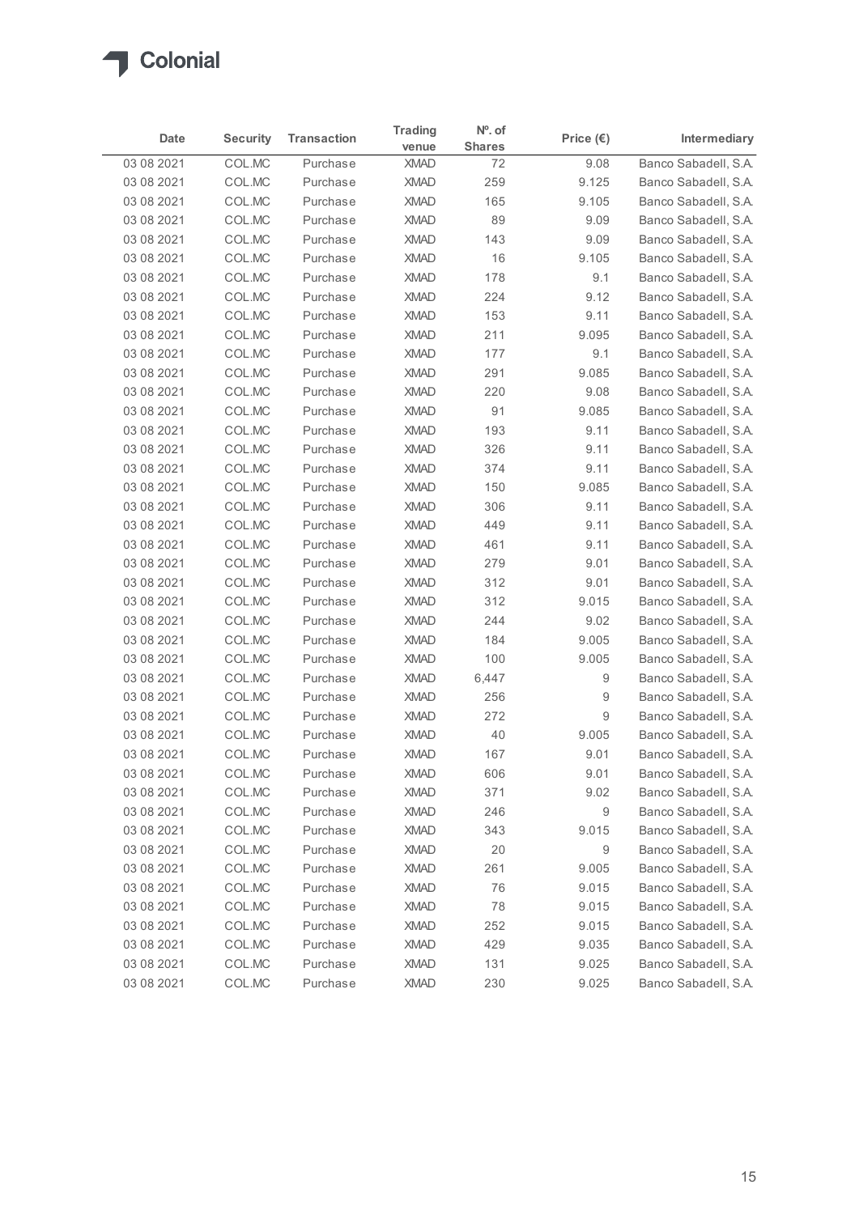| Date | Security | Transaction | Trading venue | Nº. of Shares | Price (€) | Intermediary |
|---|---|---|---|---|---|---|
| 03 08 2021 | COL.MC | Purchase | XMAD | 72 | 9.08 | Banco Sabadell, S.A. |
| 03 08 2021 | COL.MC | Purchase | XMAD | 259 | 9.125 | Banco Sabadell, S.A. |
| 03 08 2021 | COL.MC | Purchase | XMAD | 165 | 9.105 | Banco Sabadell, S.A. |
| 03 08 2021 | COL.MC | Purchase | XMAD | 89 | 9.09 | Banco Sabadell, S.A. |
| 03 08 2021 | COL.MC | Purchase | XMAD | 143 | 9.09 | Banco Sabadell, S.A. |
| 03 08 2021 | COL.MC | Purchase | XMAD | 16 | 9.105 | Banco Sabadell, S.A. |
| 03 08 2021 | COL.MC | Purchase | XMAD | 178 | 9.1 | Banco Sabadell, S.A. |
| 03 08 2021 | COL.MC | Purchase | XMAD | 224 | 9.12 | Banco Sabadell, S.A. |
| 03 08 2021 | COL.MC | Purchase | XMAD | 153 | 9.11 | Banco Sabadell, S.A. |
| 03 08 2021 | COL.MC | Purchase | XMAD | 211 | 9.095 | Banco Sabadell, S.A. |
| 03 08 2021 | COL.MC | Purchase | XMAD | 177 | 9.1 | Banco Sabadell, S.A. |
| 03 08 2021 | COL.MC | Purchase | XMAD | 291 | 9.085 | Banco Sabadell, S.A. |
| 03 08 2021 | COL.MC | Purchase | XMAD | 220 | 9.08 | Banco Sabadell, S.A. |
| 03 08 2021 | COL.MC | Purchase | XMAD | 91 | 9.085 | Banco Sabadell, S.A. |
| 03 08 2021 | COL.MC | Purchase | XMAD | 193 | 9.11 | Banco Sabadell, S.A. |
| 03 08 2021 | COL.MC | Purchase | XMAD | 326 | 9.11 | Banco Sabadell, S.A. |
| 03 08 2021 | COL.MC | Purchase | XMAD | 374 | 9.11 | Banco Sabadell, S.A. |
| 03 08 2021 | COL.MC | Purchase | XMAD | 150 | 9.085 | Banco Sabadell, S.A. |
| 03 08 2021 | COL.MC | Purchase | XMAD | 306 | 9.11 | Banco Sabadell, S.A. |
| 03 08 2021 | COL.MC | Purchase | XMAD | 449 | 9.11 | Banco Sabadell, S.A. |
| 03 08 2021 | COL.MC | Purchase | XMAD | 461 | 9.11 | Banco Sabadell, S.A. |
| 03 08 2021 | COL.MC | Purchase | XMAD | 279 | 9.01 | Banco Sabadell, S.A. |
| 03 08 2021 | COL.MC | Purchase | XMAD | 312 | 9.01 | Banco Sabadell, S.A. |
| 03 08 2021 | COL.MC | Purchase | XMAD | 312 | 9.015 | Banco Sabadell, S.A. |
| 03 08 2021 | COL.MC | Purchase | XMAD | 244 | 9.02 | Banco Sabadell, S.A. |
| 03 08 2021 | COL.MC | Purchase | XMAD | 184 | 9.005 | Banco Sabadell, S.A. |
| 03 08 2021 | COL.MC | Purchase | XMAD | 100 | 9.005 | Banco Sabadell, S.A. |
| 03 08 2021 | COL.MC | Purchase | XMAD | 6,447 | 9 | Banco Sabadell, S.A. |
| 03 08 2021 | COL.MC | Purchase | XMAD | 256 | 9 | Banco Sabadell, S.A. |
| 03 08 2021 | COL.MC | Purchase | XMAD | 272 | 9 | Banco Sabadell, S.A. |
| 03 08 2021 | COL.MC | Purchase | XMAD | 40 | 9.005 | Banco Sabadell, S.A. |
| 03 08 2021 | COL.MC | Purchase | XMAD | 167 | 9.01 | Banco Sabadell, S.A. |
| 03 08 2021 | COL.MC | Purchase | XMAD | 606 | 9.01 | Banco Sabadell, S.A. |
| 03 08 2021 | COL.MC | Purchase | XMAD | 371 | 9.02 | Banco Sabadell, S.A. |
| 03 08 2021 | COL.MC | Purchase | XMAD | 246 | 9 | Banco Sabadell, S.A. |
| 03 08 2021 | COL.MC | Purchase | XMAD | 343 | 9.015 | Banco Sabadell, S.A. |
| 03 08 2021 | COL.MC | Purchase | XMAD | 20 | 9 | Banco Sabadell, S.A. |
| 03 08 2021 | COL.MC | Purchase | XMAD | 261 | 9.005 | Banco Sabadell, S.A. |
| 03 08 2021 | COL.MC | Purchase | XMAD | 76 | 9.015 | Banco Sabadell, S.A. |
| 03 08 2021 | COL.MC | Purchase | XMAD | 78 | 9.015 | Banco Sabadell, S.A. |
| 03 08 2021 | COL.MC | Purchase | XMAD | 252 | 9.015 | Banco Sabadell, S.A. |
| 03 08 2021 | COL.MC | Purchase | XMAD | 429 | 9.035 | Banco Sabadell, S.A. |
| 03 08 2021 | COL.MC | Purchase | XMAD | 131 | 9.025 | Banco Sabadell, S.A. |
| 03 08 2021 | COL.MC | Purchase | XMAD | 230 | 9.025 | Banco Sabadell, S.A. |